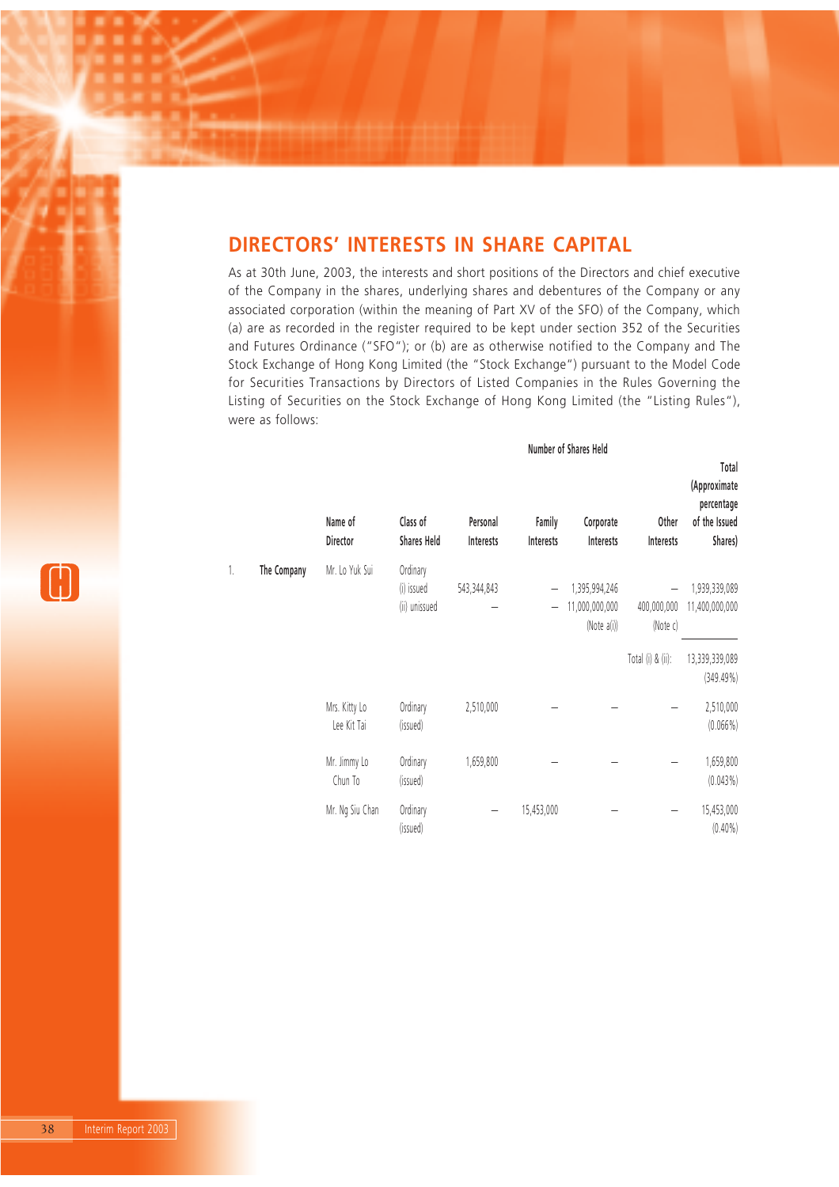## DIRECTORS' INTERESTS IN SHARE CAPITAL

As at 30th June, 2003, the interests and short positions of the Directors and chief executive of the Company in the shares, underlying shares and debentures of the Company or any associated corporation (within the meaning of Part XV of the SFO) of the Company, which (a) are as recorded in the register required to be kept under section 352 of the Securities and Futures Ordinance ("SFO"); or (b) are as otherwise notified to the Company and The Stock Exchange of Hong Kong Limited (the "Stock Exchange") pursuant to the Model Code for Securities Transactions by Directors of Listed Companies in the Rules Governing the Listing of Securities on the Stock Exchange of Hong Kong Limited (the "Listing Rules"), were as follows:

| | | | | Number of Shares Held | | | | |
|---|---|---|---|---|---|---|---|---|
| | | Name of Director | Class of Shares Held | Personal Interests | Family Interests | Corporate Interests | Other Interests | Total (Approximate percentage of the Issued Shares) |
| 1. | The Company | Mr. Lo Yuk Sui | Ordinary | | | | | |
| | | | (i) issued | 543,344,843 | – | 1,395,994,246 | – | 1,939,339,089 |
| | | | (ii) unissued | – | – | 11,000,000,000 (Note a(i)) | 400,000,000 (Note c) | 11,400,000,000 |
| | | | | | | | Total (i) & (ii): | 13,339,339,089 (349.49%) |
| | | Mrs. Kitty Lo Lee Kit Tai | Ordinary (issued) | 2,510,000 | – | – | – | 2,510,000 (0.066%) |
| | | Mr. Jimmy Lo Chun To | Ordinary (issued) | 1,659,800 | – | – | – | 1,659,800 (0.043%) |
| | | Mr. Ng Siu Chan | Ordinary (issued) | – | 15,453,000 | – | – | 15,453,000 (0.40%) |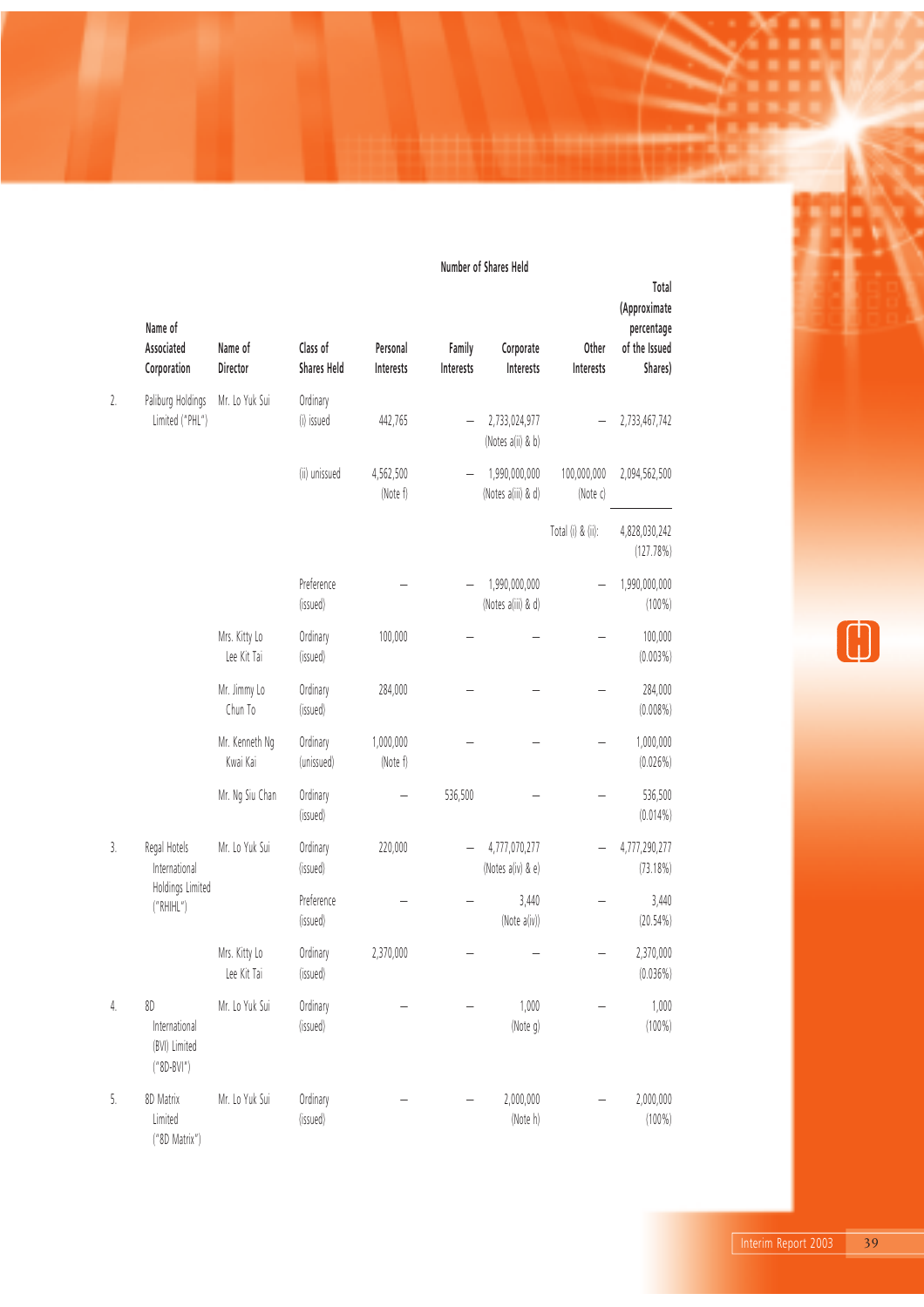| | Name of Associated Corporation | Name of Director | Class of Shares Held | Number of Shares Held | | | | Total (Approximate percentage of the Issued Shares) |
|---|---|---|---|---|---|---|---|---|
| | | | | Personal Interests | Family Interests | Corporate Interests | Other Interests | |
| 2. | Paliburg Holdings Limited ("PHL") | Mr. Lo Yuk Sui | Ordinary (i) issued | 442,765 | – | 2,733,024,977 (Notes a(ii) & b) | – | 2,733,467,742 |
| | | | (ii) unissued | 4,562,500 (Note f) | – | 1,990,000,000 (Notes a(iii) & d) | 100,000,000 (Note c) | 2,094,562,500 |
| | | | | | | | Total (i) & (ii): | 4,828,030,242 (127.78%) |
| | | | Preference (issued) | – | – | 1,990,000,000 (Notes a(iii) & d) | – | 1,990,000,000 (100%) |
| | | Mrs. Kitty Lo Lee Kit Tai | Ordinary (issued) | 100,000 | – | – | – | 100,000 (0.003%) |
| | | Mr. Jimmy Lo Chun To | Ordinary (issued) | 284,000 | – | – | – | 284,000 (0.008%) |
| | | Mr. Kenneth Ng Kwai Kai | Ordinary (unissued) | 1,000,000 (Note f) | – | – | – | 1,000,000 (0.026%) |
| | | Mr. Ng Siu Chan | Ordinary (issued) | – | 536,500 | – | – | 536,500 (0.014%) |
| 3. | Regal Hotels International Holdings Limited ("RHIHL") | Mr. Lo Yuk Sui | Ordinary (issued) | 220,000 | – | 4,777,070,277 (Notes a(iv) & e) | – | 4,777,290,277 (73.18%) |
| | | | Preference (issued) | – | – | 3,440 (Note a(iv)) | – | 3,440 (20.54%) |
| | | Mrs. Kitty Lo Lee Kit Tai | Ordinary (issued) | 2,370,000 | – | – | – | 2,370,000 (0.036%) |
| 4. | 8D International (BVI) Limited ("8D-BVI") | Mr. Lo Yuk Sui | Ordinary (issued) | – | – | 1,000 (Note g) | – | 1,000 (100%) |
| 5. | 8D Matrix Limited ("8D Matrix") | Mr. Lo Yuk Sui | Ordinary (issued) | – | – | 2,000,000 (Note h) | – | 2,000,000 (100%) |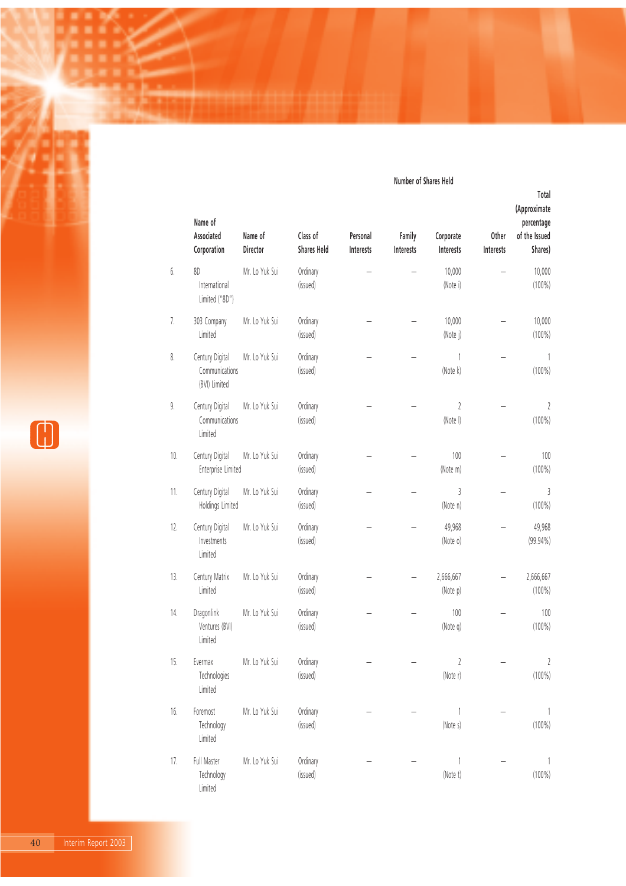| | Name of Associated Corporation | Name of Director | Class of Shares Held | Number of Shares Held | | | | |
|---|---|---|---|---|---|---|---|---|
| | | | | Personal Interests | Family Interests | Corporate Interests | Other Interests | Total (Approximate percentage of the Issued Shares) |
| 6. | 8D International Limited ("8D") | Mr. Lo Yuk Sui | Ordinary (issued) | – | – | 10,000 (Note i) | – | 10,000 (100%) |
| 7. | 303 Company Limited | Mr. Lo Yuk Sui | Ordinary (issued) | – | – | 10,000 (Note j) | – | 10,000 (100%) |
| 8. | Century Digital Communications (BVI) Limited | Mr. Lo Yuk Sui | Ordinary (issued) | – | – | 1 (Note k) | – | 1 (100%) |
| 9. | Century Digital Communications Limited | Mr. Lo Yuk Sui | Ordinary (issued) | – | – | 2 (Note l) | – | 2 (100%) |
| 10. | Century Digital Enterprise Limited | Mr. Lo Yuk Sui | Ordinary (issued) | – | – | 100 (Note m) | – | 100 (100%) |
| 11. | Century Digital Holdings Limited | Mr. Lo Yuk Sui | Ordinary (issued) | – | – | 3 (Note n) | – | 3 (100%) |
| 12. | Century Digital Investments Limited | Mr. Lo Yuk Sui | Ordinary (issued) | – | – | 49,968 (Note o) | – | 49,968 (99.94%) |
| 13. | Century Matrix Limited | Mr. Lo Yuk Sui | Ordinary (issued) | – | – | 2,666,667 (Note p) | – | 2,666,667 (100%) |
| 14. | Dragonlink Ventures (BVI) Limited | Mr. Lo Yuk Sui | Ordinary (issued) | – | – | 100 (Note q) | – | 100 (100%) |
| 15. | Evermax Technologies Limited | Mr. Lo Yuk Sui | Ordinary (issued) | – | – | 2 (Note r) | – | 2 (100%) |
| 16. | Foremost Technology Limited | Mr. Lo Yuk Sui | Ordinary (issued) | – | – | 1 (Note s) | – | 1 (100%) |
| 17. | Full Master Technology Limited | Mr. Lo Yuk Sui | Ordinary (issued) | – | – | 1 (Note t) | – | 1 (100%) |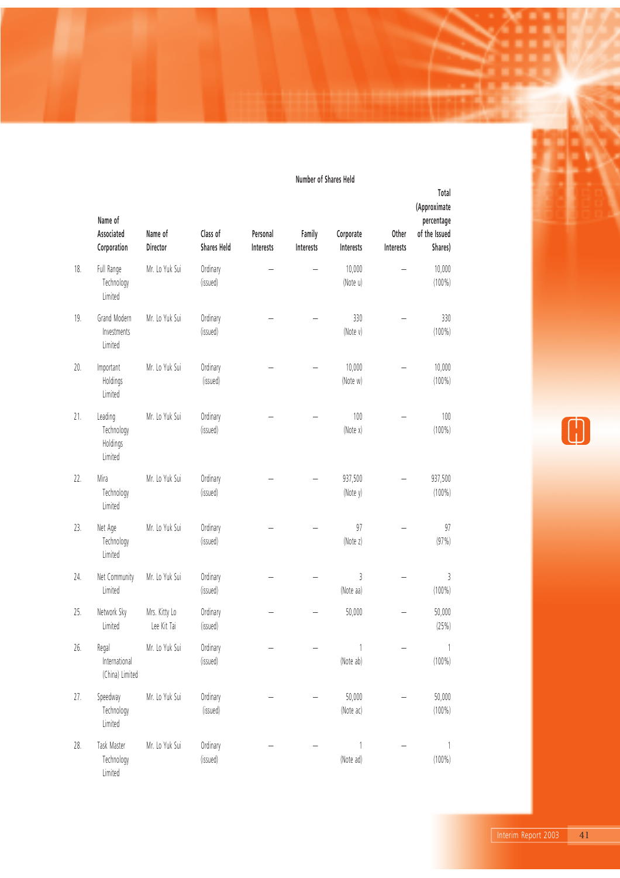| | Name of Associated Corporation | Name of Director | Class of Shares Held | Number of Shares Held | | | | Total (Approximate percentage of the Issued Shares) |
|---|---|---|---|---|---|---|---|---|
| | | | | Personal Interests | Family Interests | Corporate Interests | Other Interests | |
| 18. | Full Range Technology Limited | Mr. Lo Yuk Sui | Ordinary (issued) | – | – | 10,000 (Note u) | – | 10,000 (100%) |
| 19. | Grand Modern Investments Limited | Mr. Lo Yuk Sui | Ordinary (issued) | – | – | 330 (Note v) | – | 330 (100%) |
| 20. | Important Holdings Limited | Mr. Lo Yuk Sui | Ordinary (issued) | – | – | 10,000 (Note w) | – | 10,000 (100%) |
| 21. | Leading Technology Holdings Limited | Mr. Lo Yuk Sui | Ordinary (issued) | – | – | 100 (Note x) | – | 100 (100%) |
| 22. | Mira Technology Limited | Mr. Lo Yuk Sui | Ordinary (issued) | – | – | 937,500 (Note y) | – | 937,500 (100%) |
| 23. | Net Age Technology Limited | Mr. Lo Yuk Sui | Ordinary (issued) | – | – | 97 (Note z) | – | 97 (97%) |
| 24. | Net Community Limited | Mr. Lo Yuk Sui | Ordinary (issued) | – | – | 3 (Note aa) | – | 3 (100%) |
| 25. | Network Sky Limited | Mrs. Kitty Lo Lee Kit Tai | Ordinary (issued) | – | – | 50,000 | – | 50,000 (25%) |
| 26. | Regal International (China) Limited | Mr. Lo Yuk Sui | Ordinary (issued) | – | – | 1 (Note ab) | – | 1 (100%) |
| 27. | Speedway Technology Limited | Mr. Lo Yuk Sui | Ordinary (issued) | – | – | 50,000 (Note ac) | – | 50,000 (100%) |
| 28. | Task Master Technology Limited | Mr. Lo Yuk Sui | Ordinary (issued) | – | – | 1 (Note ad) | – | 1 (100%) |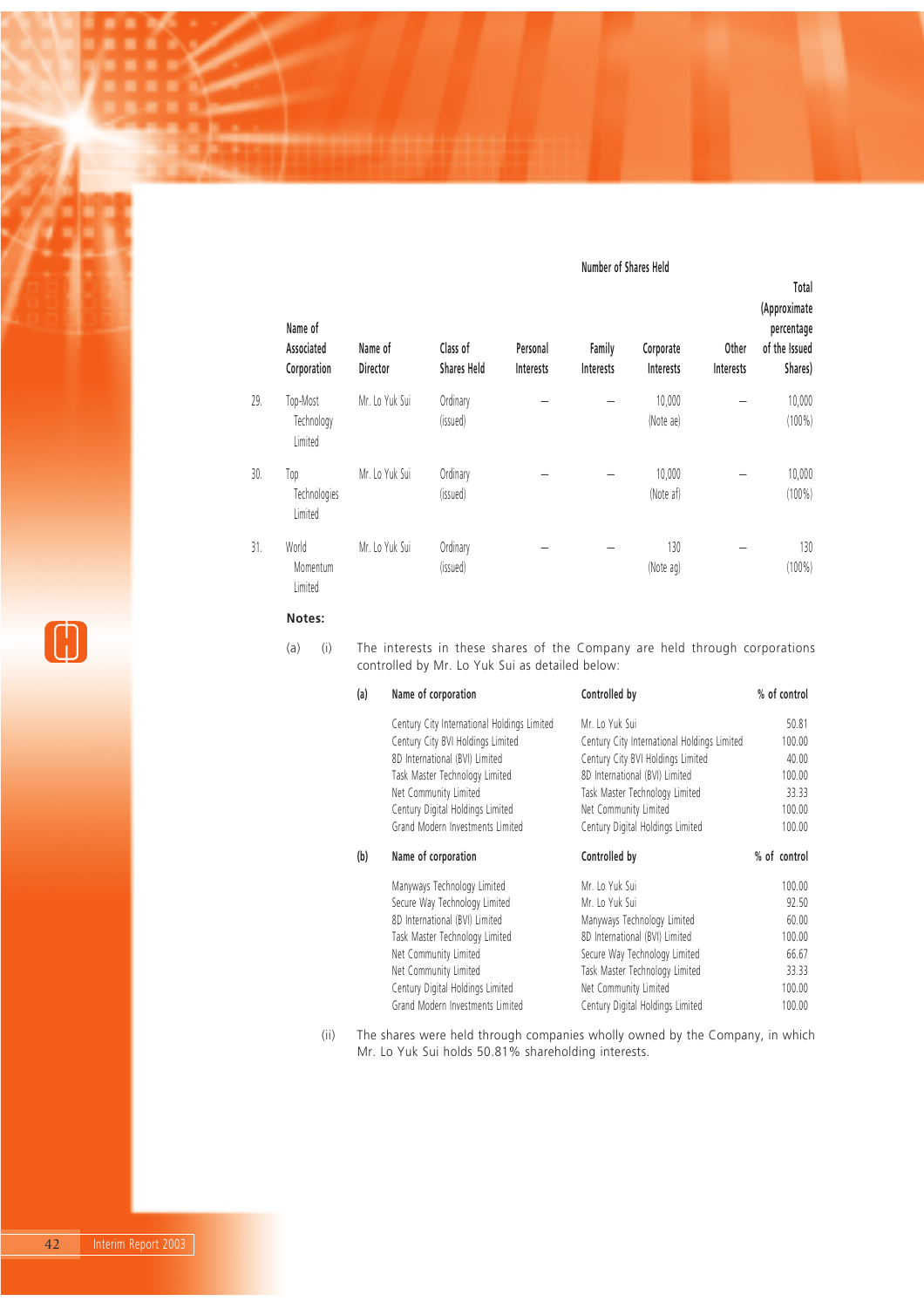| | Name of Associated Corporation | Name of Director | Class of Shares Held | Number of Shares Held Personal Interests | Family Interests | Corporate Interests | Other Interests | Total (Approximate percentage of the Issued Shares) |
|---|---|---|---|---|---|---|---|---|
| 29. | Top-Most Technology Limited | Mr. Lo Yuk Sui | Ordinary (issued) | – | – | 10,000 (Note ae) | – | 10,000 (100%) |
| 30. | Top Technologies Limited | Mr. Lo Yuk Sui | Ordinary (issued) | – | – | 10,000 (Note af) | – | 10,000 (100%) |
| 31. | World Momentum Limited | Mr. Lo Yuk Sui | Ordinary (issued) | – | – | 130 (Note ag) | – | 130 (100%) |

**Notes:**

(a) (i) The interests in these shares of the Company are held through corporations controlled by Mr. Lo Yuk Sui as detailed below:

(a)

| Name of corporation | Controlled by | % of control |
|---|---|---|
| Century City International Holdings Limited | Mr. Lo Yuk Sui | 50.81 |
| Century City BVI Holdings Limited | Century City International Holdings Limited | 100.00 |
| 8D International (BVI) Limited | Century City BVI Holdings Limited | 40.00 |
| Task Master Technology Limited | 8D International (BVI) Limited | 100.00 |
| Net Community Limited | Task Master Technology Limited | 33.33 |
| Century Digital Holdings Limited | Net Community Limited | 100.00 |
| Grand Modern Investments Limited | Century Digital Holdings Limited | 100.00 |

(b)

| Name of corporation | Controlled by | % of control |
|---|---|---|
| Manyways Technology Limited | Mr. Lo Yuk Sui | 100.00 |
| Secure Way Technology Limited | Mr. Lo Yuk Sui | 92.50 |
| 8D International (BVI) Limited | Manyways Technology Limited | 60.00 |
| Task Master Technology Limited | 8D International (BVI) Limited | 100.00 |
| Net Community Limited | Secure Way Technology Limited | 66.67 |
| Net Community Limited | Task Master Technology Limited | 33.33 |
| Century Digital Holdings Limited | Net Community Limited | 100.00 |
| Grand Modern Investments Limited | Century Digital Holdings Limited | 100.00 |

(ii) The shares were held through companies wholly owned by the Company, in which Mr. Lo Yuk Sui holds 50.81% shareholding interests.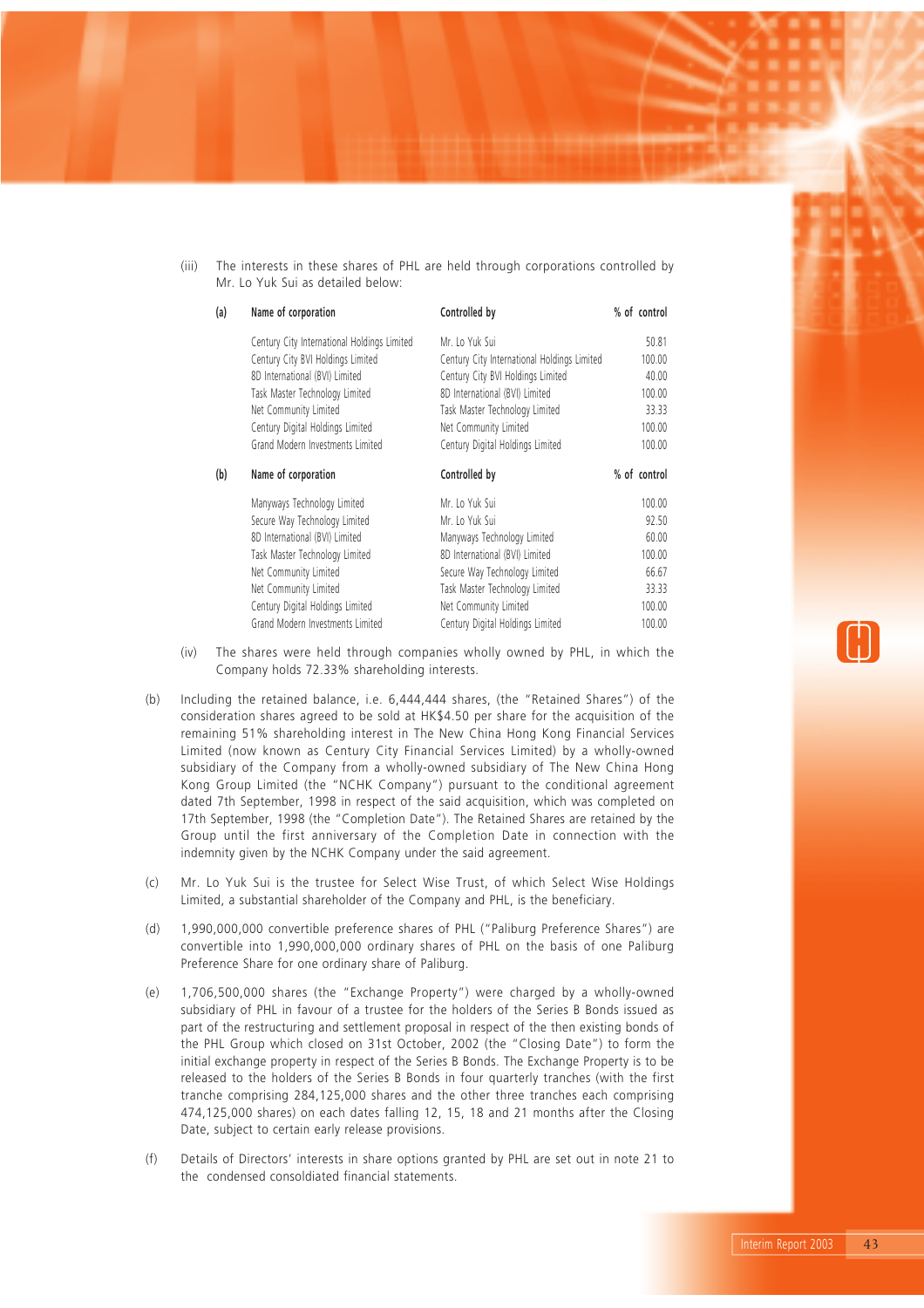(iii) The interests in these shares of PHL are held through corporations controlled by Mr. Lo Yuk Sui as detailed below:

| (a) | Name of corporation | Controlled by | % of control |
|---|---|---|---|
| | Century City International Holdings Limited | Mr. Lo Yuk Sui | 50.81 |
| | Century City BVI Holdings Limited | Century City International Holdings Limited | 100.00 |
| | 8D International (BVI) Limited | Century City BVI Holdings Limited | 40.00 |
| | Task Master Technology Limited | 8D International (BVI) Limited | 100.00 |
| | Net Community Limited | Task Master Technology Limited | 33.33 |
| | Century Digital Holdings Limited | Net Community Limited | 100.00 |
| | Grand Modern Investments Limited | Century Digital Holdings Limited | 100.00 |

| (b) | Name of corporation | Controlled by | % of control |
|---|---|---|---|
| | Manyways Technology Limited | Mr. Lo Yuk Sui | 100.00 |
| | Secure Way Technology Limited | Mr. Lo Yuk Sui | 92.50 |
| | 8D International (BVI) Limited | Manyways Technology Limited | 60.00 |
| | Task Master Technology Limited | 8D International (BVI) Limited | 100.00 |
| | Net Community Limited | Secure Way Technology Limited | 66.67 |
| | Net Community Limited | Task Master Technology Limited | 33.33 |
| | Century Digital Holdings Limited | Net Community Limited | 100.00 |
| | Grand Modern Investments Limited | Century Digital Holdings Limited | 100.00 |

(iv) The shares were held through companies wholly owned by PHL, in which the Company holds 72.33% shareholding interests.

(b) Including the retained balance, i.e. 6,444,444 shares, (the "Retained Shares") of the consideration shares agreed to be sold at HK$4.50 per share for the acquisition of the remaining 51% shareholding interest in The New China Hong Kong Financial Services Limited (now known as Century City Financial Services Limited) by a wholly-owned subsidiary of the Company from a wholly-owned subsidiary of The New China Hong Kong Group Limited (the "NCHK Company") pursuant to the conditional agreement dated 7th September, 1998 in respect of the said acquisition, which was completed on 17th September, 1998 (the "Completion Date"). The Retained Shares are retained by the Group until the first anniversary of the Completion Date in connection with the indemnity given by the NCHK Company under the said agreement.

(c) Mr. Lo Yuk Sui is the trustee for Select Wise Trust, of which Select Wise Holdings Limited, a substantial shareholder of the Company and PHL, is the beneficiary.

(d) 1,990,000,000 convertible preference shares of PHL ("Paliburg Preference Shares") are convertible into 1,990,000,000 ordinary shares of PHL on the basis of one Paliburg Preference Share for one ordinary share of Paliburg.

(e) 1,706,500,000 shares (the "Exchange Property") were charged by a wholly-owned subsidiary of PHL in favour of a trustee for the holders of the Series B Bonds issued as part of the restructuring and settlement proposal in respect of the then existing bonds of the PHL Group which closed on 31st October, 2002 (the "Closing Date") to form the initial exchange property in respect of the Series B Bonds. The Exchange Property is to be released to the holders of the Series B Bonds in four quarterly tranches (with the first tranche comprising 284,125,000 shares and the other three tranches each comprising 474,125,000 shares) on each dates falling 12, 15, 18 and 21 months after the Closing Date, subject to certain early release provisions.

(f) Details of Directors' interests in share options granted by PHL are set out in note 21 to the condensed consoldiated financial statements.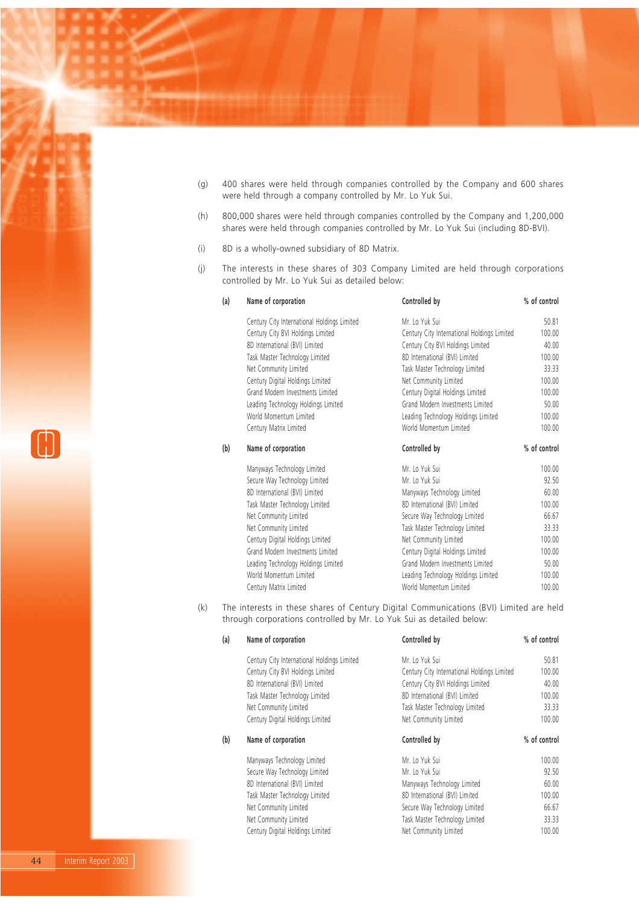(g) 400 shares were held through companies controlled by the Company and 600 shares were held through a company controlled by Mr. Lo Yuk Sui.

(h) 800,000 shares were held through companies controlled by the Company and 1,200,000 shares were held through companies controlled by Mr. Lo Yuk Sui (including 8D-BVI).

(i) 8D is a wholly-owned subsidiary of 8D Matrix.

(j) The interests in these shares of 303 Company Limited are held through corporations controlled by Mr. Lo Yuk Sui as detailed below:

| (a) | Name of corporation | Controlled by | % of control |
|---|---|---|---|
| | Century City International Holdings Limited | Mr. Lo Yuk Sui | 50.81 |
| | Century City BVI Holdings Limited | Century City International Holdings Limited | 100.00 |
| | 8D International (BVI) Limited | Century City BVI Holdings Limited | 40.00 |
| | Task Master Technology Limited | 8D International (BVI) Limited | 100.00 |
| | Net Community Limited | Task Master Technology Limited | 33.33 |
| | Century Digital Holdings Limited | Net Community Limited | 100.00 |
| | Grand Modern Investments Limited | Century Digital Holdings Limited | 100.00 |
| | Leading Technology Holdings Limited | Grand Modern Investments Limited | 50.00 |
| | World Momentum Limited | Leading Technology Holdings Limited | 100.00 |
| | Century Matrix Limited | World Momentum Limited | 100.00 |

| (b) | Name of corporation | Controlled by | % of control |
|---|---|---|---|
| | Manyways Technology Limited | Mr. Lo Yuk Sui | 100.00 |
| | Secure Way Technology Limited | Mr. Lo Yuk Sui | 92.50 |
| | 8D International (BVI) Limited | Manyways Technology Limited | 60.00 |
| | Task Master Technology Limited | 8D International (BVI) Limited | 100.00 |
| | Net Community Limited | Secure Way Technology Limited | 66.67 |
| | Net Community Limited | Task Master Technology Limited | 33.33 |
| | Century Digital Holdings Limited | Net Community Limited | 100.00 |
| | Grand Modern Investments Limited | Century Digital Holdings Limited | 100.00 |
| | Leading Technology Holdings Limited | Grand Modern Investments Limited | 50.00 |
| | World Momentum Limited | Leading Technology Holdings Limited | 100.00 |
| | Century Matrix Limited | World Momentum Limited | 100.00 |

(k) The interests in these shares of Century Digital Communications (BVI) Limited are held through corporations controlled by Mr. Lo Yuk Sui as detailed below:

| (a) | Name of corporation | Controlled by | % of control |
|---|---|---|---|
| | Century City International Holdings Limited | Mr. Lo Yuk Sui | 50.81 |
| | Century City BVI Holdings Limited | Century City International Holdings Limited | 100.00 |
| | 8D International (BVI) Limited | Century City BVI Holdings Limited | 40.00 |
| | Task Master Technology Limited | 8D International (BVI) Limited | 100.00 |
| | Net Community Limited | Task Master Technology Limited | 33.33 |
| | Century Digital Holdings Limited | Net Community Limited | 100.00 |

| (b) | Name of corporation | Controlled by | % of control |
|---|---|---|---|
| | Manyways Technology Limited | Mr. Lo Yuk Sui | 100.00 |
| | Secure Way Technology Limited | Mr. Lo Yuk Sui | 92.50 |
| | 8D International (BVI) Limited | Manyways Technology Limited | 60.00 |
| | Task Master Technology Limited | 8D International (BVI) Limited | 100.00 |
| | Net Community Limited | Secure Way Technology Limited | 66.67 |
| | Net Community Limited | Task Master Technology Limited | 33.33 |
| | Century Digital Holdings Limited | Net Community Limited | 100.00 |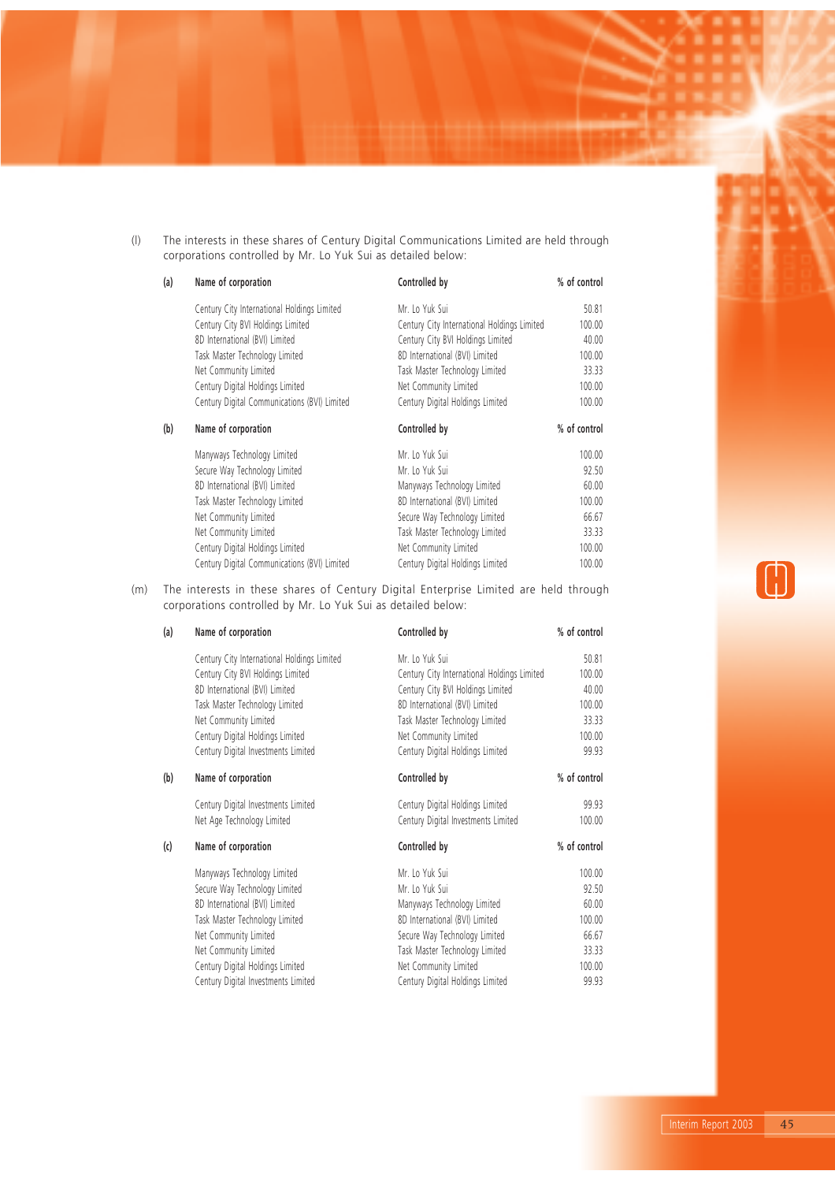(l) The interests in these shares of Century Digital Communications Limited are held through corporations controlled by Mr. Lo Yuk Sui as detailed below:

(a)

| Name of corporation | Controlled by | % of control |
|---|---|---|
| Century City International Holdings Limited | Mr. Lo Yuk Sui | 50.81 |
| Century City BVI Holdings Limited | Century City International Holdings Limited | 100.00 |
| 8D International (BVI) Limited | Century City BVI Holdings Limited | 40.00 |
| Task Master Technology Limited | 8D International (BVI) Limited | 100.00 |
| Net Community Limited | Task Master Technology Limited | 33.33 |
| Century Digital Holdings Limited | Net Community Limited | 100.00 |
| Century Digital Communications (BVI) Limited | Century Digital Holdings Limited | 100.00 |

(b)

| Name of corporation | Controlled by | % of control |
|---|---|---|
| Manyways Technology Limited | Mr. Lo Yuk Sui | 100.00 |
| Secure Way Technology Limited | Mr. Lo Yuk Sui | 92.50 |
| 8D International (BVI) Limited | Manyways Technology Limited | 60.00 |
| Task Master Technology Limited | 8D International (BVI) Limited | 100.00 |
| Net Community Limited | Secure Way Technology Limited | 66.67 |
| Net Community Limited | Task Master Technology Limited | 33.33 |
| Century Digital Holdings Limited | Net Community Limited | 100.00 |
| Century Digital Communications (BVI) Limited | Century Digital Holdings Limited | 100.00 |

(m) The interests in these shares of Century Digital Enterprise Limited are held through corporations controlled by Mr. Lo Yuk Sui as detailed below:

(a)

| Name of corporation | Controlled by | % of control |
|---|---|---|
| Century City International Holdings Limited | Mr. Lo Yuk Sui | 50.81 |
| Century City BVI Holdings Limited | Century City International Holdings Limited | 100.00 |
| 8D International (BVI) Limited | Century City BVI Holdings Limited | 40.00 |
| Task Master Technology Limited | 8D International (BVI) Limited | 100.00 |
| Net Community Limited | Task Master Technology Limited | 33.33 |
| Century Digital Holdings Limited | Net Community Limited | 100.00 |
| Century Digital Investments Limited | Century Digital Holdings Limited | 99.93 |

(b)

| Name of corporation | Controlled by | % of control |
|---|---|---|
| Century Digital Investments Limited | Century Digital Holdings Limited | 99.93 |
| Net Age Technology Limited | Century Digital Investments Limited | 100.00 |

(c)

| Name of corporation | Controlled by | % of control |
|---|---|---|
| Manyways Technology Limited | Mr. Lo Yuk Sui | 100.00 |
| Secure Way Technology Limited | Mr. Lo Yuk Sui | 92.50 |
| 8D International (BVI) Limited | Manyways Technology Limited | 60.00 |
| Task Master Technology Limited | 8D International (BVI) Limited | 100.00 |
| Net Community Limited | Secure Way Technology Limited | 66.67 |
| Net Community Limited | Task Master Technology Limited | 33.33 |
| Century Digital Holdings Limited | Net Community Limited | 100.00 |
| Century Digital Investments Limited | Century Digital Holdings Limited | 99.93 |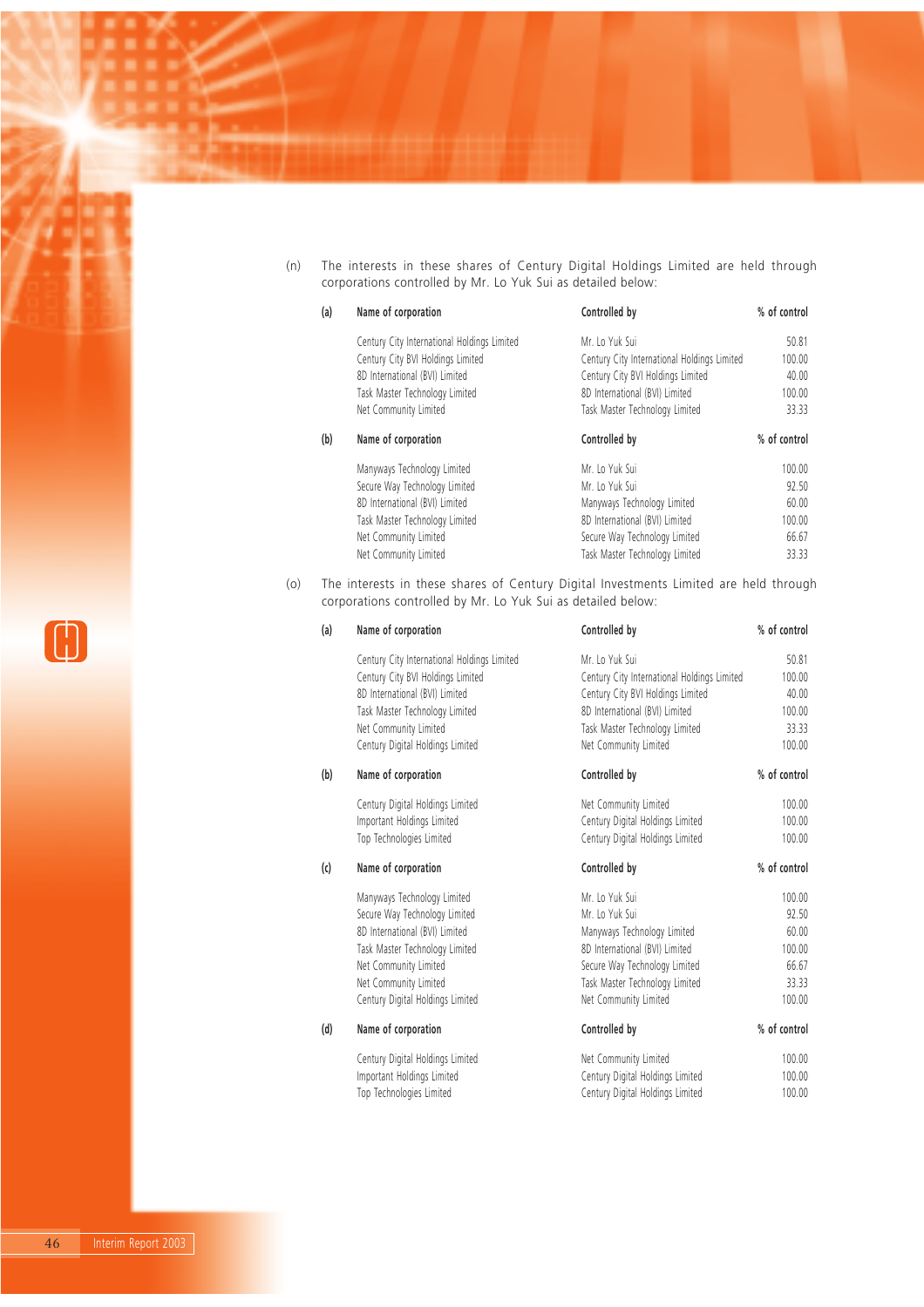(n) The interests in these shares of Century Digital Holdings Limited are held through corporations controlled by Mr. Lo Yuk Sui as detailed below:

(a)

| Name of corporation | Controlled by | % of control |
|---|---|---|
| Century City International Holdings Limited | Mr. Lo Yuk Sui | 50.81 |
| Century City BVI Holdings Limited | Century City International Holdings Limited | 100.00 |
| 8D International (BVI) Limited | Century City BVI Holdings Limited | 40.00 |
| Task Master Technology Limited | 8D International (BVI) Limited | 100.00 |
| Net Community Limited | Task Master Technology Limited | 33.33 |

(b)

| Name of corporation | Controlled by | % of control |
|---|---|---|
| Manyways Technology Limited | Mr. Lo Yuk Sui | 100.00 |
| Secure Way Technology Limited | Mr. Lo Yuk Sui | 92.50 |
| 8D International (BVI) Limited | Manyways Technology Limited | 60.00 |
| Task Master Technology Limited | 8D International (BVI) Limited | 100.00 |
| Net Community Limited | Secure Way Technology Limited | 66.67 |
| Net Community Limited | Task Master Technology Limited | 33.33 |

(o) The interests in these shares of Century Digital Investments Limited are held through corporations controlled by Mr. Lo Yuk Sui as detailed below:

(a)

| Name of corporation | Controlled by | % of control |
|---|---|---|
| Century City International Holdings Limited | Mr. Lo Yuk Sui | 50.81 |
| Century City BVI Holdings Limited | Century City International Holdings Limited | 100.00 |
| 8D International (BVI) Limited | Century City BVI Holdings Limited | 40.00 |
| Task Master Technology Limited | 8D International (BVI) Limited | 100.00 |
| Net Community Limited | Task Master Technology Limited | 33.33 |
| Century Digital Holdings Limited | Net Community Limited | 100.00 |

(b)

| Name of corporation | Controlled by | % of control |
|---|---|---|
| Century Digital Holdings Limited | Net Community Limited | 100.00 |
| Important Holdings Limited | Century Digital Holdings Limited | 100.00 |
| Top Technologies Limited | Century Digital Holdings Limited | 100.00 |

(c)

| Name of corporation | Controlled by | % of control |
|---|---|---|
| Manyways Technology Limited | Mr. Lo Yuk Sui | 100.00 |
| Secure Way Technology Limited | Mr. Lo Yuk Sui | 92.50 |
| 8D International (BVI) Limited | Manyways Technology Limited | 60.00 |
| Task Master Technology Limited | 8D International (BVI) Limited | 100.00 |
| Net Community Limited | Secure Way Technology Limited | 66.67 |
| Net Community Limited | Task Master Technology Limited | 33.33 |
| Century Digital Holdings Limited | Net Community Limited | 100.00 |

(d)

| Name of corporation | Controlled by | % of control |
|---|---|---|
| Century Digital Holdings Limited | Net Community Limited | 100.00 |
| Important Holdings Limited | Century Digital Holdings Limited | 100.00 |
| Top Technologies Limited | Century Digital Holdings Limited | 100.00 |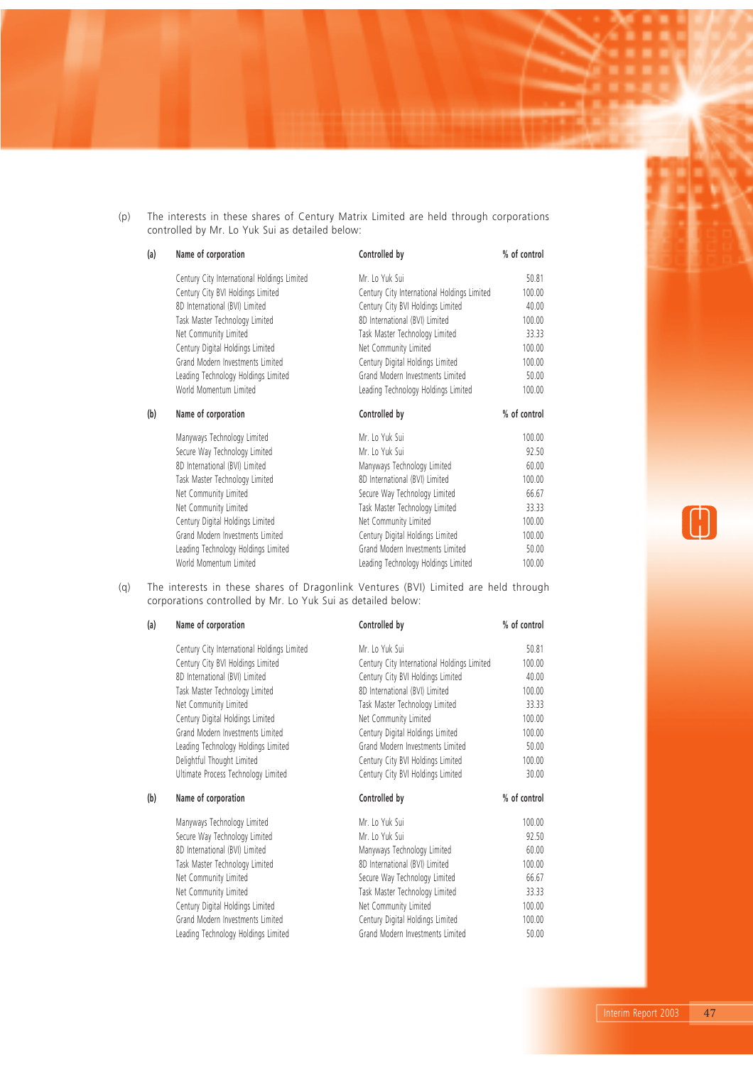(p) The interests in these shares of Century Matrix Limited are held through corporations controlled by Mr. Lo Yuk Sui as detailed below:

(a)

| Name of corporation | Controlled by | % of control |
|---|---|---|
| Century City International Holdings Limited | Mr. Lo Yuk Sui | 50.81 |
| Century City BVI Holdings Limited | Century City International Holdings Limited | 100.00 |
| 8D International (BVI) Limited | Century City BVI Holdings Limited | 40.00 |
| Task Master Technology Limited | 8D International (BVI) Limited | 100.00 |
| Net Community Limited | Task Master Technology Limited | 33.33 |
| Century Digital Holdings Limited | Net Community Limited | 100.00 |
| Grand Modern Investments Limited | Century Digital Holdings Limited | 100.00 |
| Leading Technology Holdings Limited | Grand Modern Investments Limited | 50.00 |
| World Momentum Limited | Leading Technology Holdings Limited | 100.00 |

(b)

| Name of corporation | Controlled by | % of control |
|---|---|---|
| Manyways Technology Limited | Mr. Lo Yuk Sui | 100.00 |
| Secure Way Technology Limited | Mr. Lo Yuk Sui | 92.50 |
| 8D International (BVI) Limited | Manyways Technology Limited | 60.00 |
| Task Master Technology Limited | 8D International (BVI) Limited | 100.00 |
| Net Community Limited | Secure Way Technology Limited | 66.67 |
| Net Community Limited | Task Master Technology Limited | 33.33 |
| Century Digital Holdings Limited | Net Community Limited | 100.00 |
| Grand Modern Investments Limited | Century Digital Holdings Limited | 100.00 |
| Leading Technology Holdings Limited | Grand Modern Investments Limited | 50.00 |
| World Momentum Limited | Leading Technology Holdings Limited | 100.00 |

(q) The interests in these shares of Dragonlink Ventures (BVI) Limited are held through corporations controlled by Mr. Lo Yuk Sui as detailed below:

(a)

| Name of corporation | Controlled by | % of control |
|---|---|---|
| Century City International Holdings Limited | Mr. Lo Yuk Sui | 50.81 |
| Century City BVI Holdings Limited | Century City International Holdings Limited | 100.00 |
| 8D International (BVI) Limited | Century City BVI Holdings Limited | 40.00 |
| Task Master Technology Limited | 8D International (BVI) Limited | 100.00 |
| Net Community Limited | Task Master Technology Limited | 33.33 |
| Century Digital Holdings Limited | Net Community Limited | 100.00 |
| Grand Modern Investments Limited | Century Digital Holdings Limited | 100.00 |
| Leading Technology Holdings Limited | Grand Modern Investments Limited | 50.00 |
| Delightful Thought Limited | Century City BVI Holdings Limited | 100.00 |
| Ultimate Process Technology Limited | Century City BVI Holdings Limited | 30.00 |

(b)

| Name of corporation | Controlled by | % of control |
|---|---|---|
| Manyways Technology Limited | Mr. Lo Yuk Sui | 100.00 |
| Secure Way Technology Limited | Mr. Lo Yuk Sui | 92.50 |
| 8D International (BVI) Limited | Manyways Technology Limited | 60.00 |
| Task Master Technology Limited | 8D International (BVI) Limited | 100.00 |
| Net Community Limited | Secure Way Technology Limited | 66.67 |
| Net Community Limited | Task Master Technology Limited | 33.33 |
| Century Digital Holdings Limited | Net Community Limited | 100.00 |
| Grand Modern Investments Limited | Century Digital Holdings Limited | 100.00 |
| Leading Technology Holdings Limited | Grand Modern Investments Limited | 50.00 |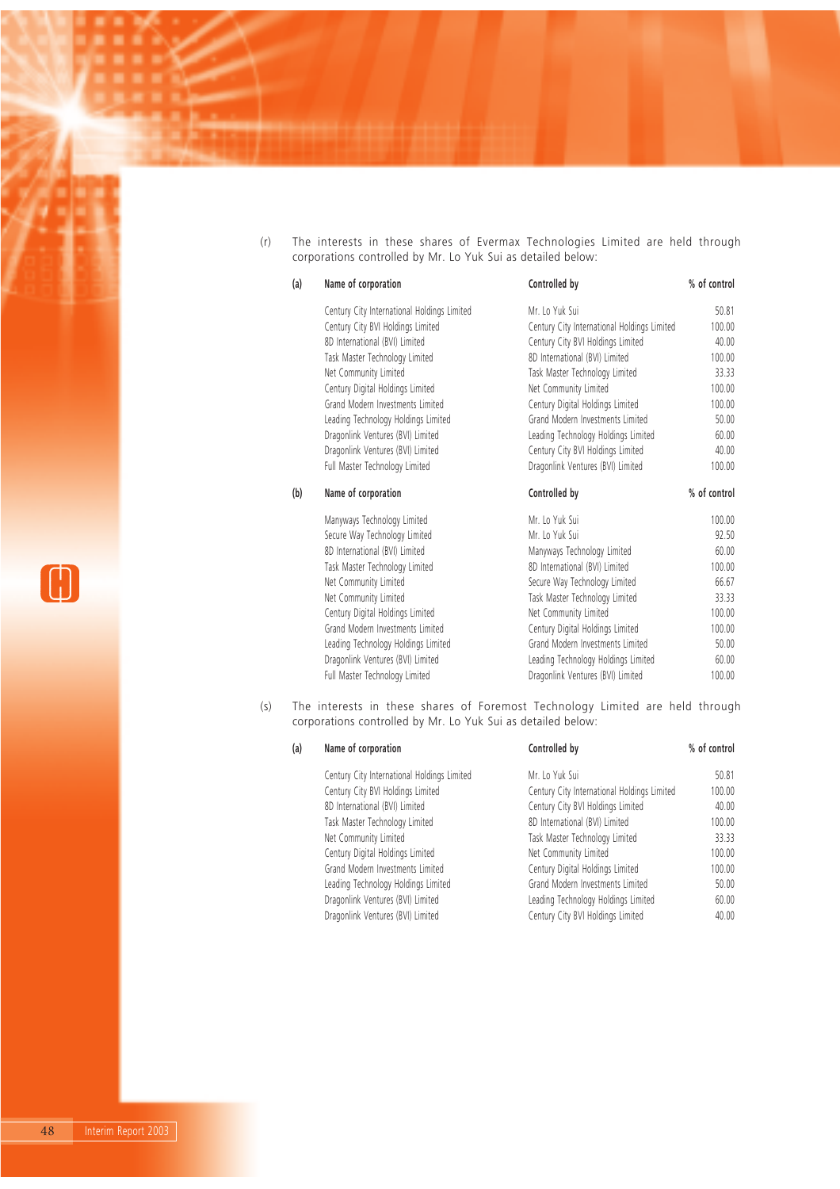(r) The interests in these shares of Evermax Technologies Limited are held through corporations controlled by Mr. Lo Yuk Sui as detailed below:

(a)

| Name of corporation | Controlled by | % of control |
|---|---|---|
| Century City International Holdings Limited | Mr. Lo Yuk Sui | 50.81 |
| Century City BVI Holdings Limited | Century City International Holdings Limited | 100.00 |
| 8D International (BVI) Limited | Century City BVI Holdings Limited | 40.00 |
| Task Master Technology Limited | 8D International (BVI) Limited | 100.00 |
| Net Community Limited | Task Master Technology Limited | 33.33 |
| Century Digital Holdings Limited | Net Community Limited | 100.00 |
| Grand Modern Investments Limited | Century Digital Holdings Limited | 100.00 |
| Leading Technology Holdings Limited | Grand Modern Investments Limited | 50.00 |
| Dragonlink Ventures (BVI) Limited | Leading Technology Holdings Limited | 60.00 |
| Dragonlink Ventures (BVI) Limited | Century City BVI Holdings Limited | 40.00 |
| Full Master Technology Limited | Dragonlink Ventures (BVI) Limited | 100.00 |

(b)

| Name of corporation | Controlled by | % of control |
|---|---|---|
| Manyways Technology Limited | Mr. Lo Yuk Sui | 100.00 |
| Secure Way Technology Limited | Mr. Lo Yuk Sui | 92.50 |
| 8D International (BVI) Limited | Manyways Technology Limited | 60.00 |
| Task Master Technology Limited | 8D International (BVI) Limited | 100.00 |
| Net Community Limited | Secure Way Technology Limited | 66.67 |
| Net Community Limited | Task Master Technology Limited | 33.33 |
| Century Digital Holdings Limited | Net Community Limited | 100.00 |
| Grand Modern Investments Limited | Century Digital Holdings Limited | 100.00 |
| Leading Technology Holdings Limited | Grand Modern Investments Limited | 50.00 |
| Dragonlink Ventures (BVI) Limited | Leading Technology Holdings Limited | 60.00 |
| Full Master Technology Limited | Dragonlink Ventures (BVI) Limited | 100.00 |

(s) The interests in these shares of Foremost Technology Limited are held through corporations controlled by Mr. Lo Yuk Sui as detailed below:

(a)

| Name of corporation | Controlled by | % of control |
|---|---|---|
| Century City International Holdings Limited | Mr. Lo Yuk Sui | 50.81 |
| Century City BVI Holdings Limited | Century City International Holdings Limited | 100.00 |
| 8D International (BVI) Limited | Century City BVI Holdings Limited | 40.00 |
| Task Master Technology Limited | 8D International (BVI) Limited | 100.00 |
| Net Community Limited | Task Master Technology Limited | 33.33 |
| Century Digital Holdings Limited | Net Community Limited | 100.00 |
| Grand Modern Investments Limited | Century Digital Holdings Limited | 100.00 |
| Leading Technology Holdings Limited | Grand Modern Investments Limited | 50.00 |
| Dragonlink Ventures (BVI) Limited | Leading Technology Holdings Limited | 60.00 |
| Dragonlink Ventures (BVI) Limited | Century City BVI Holdings Limited | 40.00 |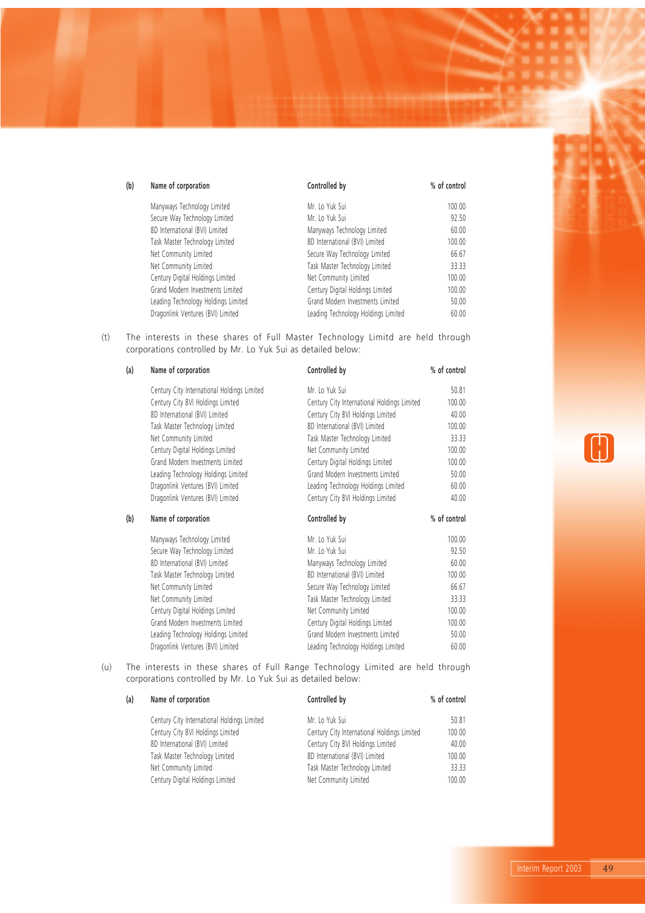(b)

| Name of corporation | Controlled by | % of control |
|---|---|---|
| Manyways Technology Limited | Mr. Lo Yuk Sui | 100.00 |
| Secure Way Technology Limited | Mr. Lo Yuk Sui | 92.50 |
| 8D International (BVI) Limited | Manyways Technology Limited | 60.00 |
| Task Master Technology Limited | 8D International (BVI) Limited | 100.00 |
| Net Community Limited | Secure Way Technology Limited | 66.67 |
| Net Community Limited | Task Master Technology Limited | 33.33 |
| Century Digital Holdings Limited | Net Community Limited | 100.00 |
| Grand Modern Investments Limited | Century Digital Holdings Limited | 100.00 |
| Leading Technology Holdings Limited | Grand Modern Investments Limited | 50.00 |
| Dragonlink Ventures (BVI) Limited | Leading Technology Holdings Limited | 60.00 |

(t) The interests in these shares of Full Master Technology Limitd are held through corporations controlled by Mr. Lo Yuk Sui as detailed below:

(a)

| Name of corporation | Controlled by | % of control |
|---|---|---|
| Century City International Holdings Limited | Mr. Lo Yuk Sui | 50.81 |
| Century City BVI Holdings Limited | Century City International Holdings Limited | 100.00 |
| 8D International (BVI) Limited | Century City BVI Holdings Limited | 40.00 |
| Task Master Technology Limited | 8D International (BVI) Limited | 100.00 |
| Net Community Limited | Task Master Technology Limited | 33.33 |
| Century Digital Holdings Limited | Net Community Limited | 100.00 |
| Grand Modern Investments Limited | Century Digital Holdings Limited | 100.00 |
| Leading Technology Holdings Limited | Grand Modern Investments Limited | 50.00 |
| Dragonlink Ventures (BVI) Limited | Leading Technology Holdings Limited | 60.00 |
| Dragonlink Ventures (BVI) Limited | Century City BVI Holdings Limited | 40.00 |

(b)

| Name of corporation | Controlled by | % of control |
|---|---|---|
| Manyways Technology Limited | Mr. Lo Yuk Sui | 100.00 |
| Secure Way Technology Limited | Mr. Lo Yuk Sui | 92.50 |
| 8D International (BVI) Limited | Manyways Technology Limited | 60.00 |
| Task Master Technology Limited | 8D International (BVI) Limited | 100.00 |
| Net Community Limited | Secure Way Technology Limited | 66.67 |
| Net Community Limited | Task Master Technology Limited | 33.33 |
| Century Digital Holdings Limited | Net Community Limited | 100.00 |
| Grand Modern Investments Limited | Century Digital Holdings Limited | 100.00 |
| Leading Technology Holdings Limited | Grand Modern Investments Limited | 50.00 |
| Dragonlink Ventures (BVI) Limited | Leading Technology Holdings Limited | 60.00 |

(u) The interests in these shares of Full Range Technology Limited are held through corporations controlled by Mr. Lo Yuk Sui as detailed below:

(a)

| Name of corporation | Controlled by | % of control |
|---|---|---|
| Century City International Holdings Limited | Mr. Lo Yuk Sui | 50.81 |
| Century City BVI Holdings Limited | Century City International Holdings Limited | 100.00 |
| 8D International (BVI) Limited | Century City BVI Holdings Limited | 40.00 |
| Task Master Technology Limited | 8D International (BVI) Limited | 100.00 |
| Net Community Limited | Task Master Technology Limited | 33.33 |
| Century Digital Holdings Limited | Net Community Limited | 100.00 |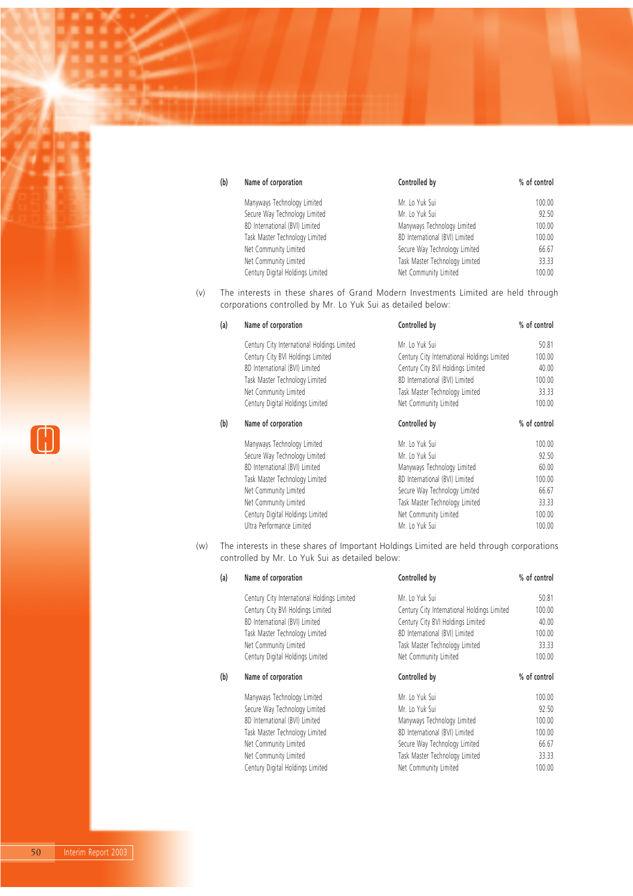| (b) | Name of corporation | Controlled by | % of control |
|---|---|---|---|
| | Manyways Technology Limited | Mr. Lo Yuk Sui | 100.00 |
| | Secure Way Technology Limited | Mr. Lo Yuk Sui | 92.50 |
| | 8D International (BVI) Limited | Manyways Technology Limited | 100.00 |
| | Task Master Technology Limited | 8D International (BVI) Limited | 100.00 |
| | Net Community Limited | Secure Way Technology Limited | 66.67 |
| | Net Community Limited | Task Master Technology Limited | 33.33 |
| | Century Digital Holdings Limited | Net Community Limited | 100.00 |

(v) The interests in these shares of Grand Modern Investments Limited are held through corporations controlled by Mr. Lo Yuk Sui as detailed below:

| (a) | Name of corporation | Controlled by | % of control |
|---|---|---|---|
| | Century City International Holdings Limited | Mr. Lo Yuk Sui | 50.81 |
| | Century City BVI Holdings Limited | Century City International Holdings Limited | 100.00 |
| | 8D International (BVI) Limited | Century City BVI Holdings Limited | 40.00 |
| | Task Master Technology Limited | 8D International (BVI) Limited | 100.00 |
| | Net Community Limited | Task Master Technology Limited | 33.33 |
| | Century Digital Holdings Limited | Net Community Limited | 100.00 |

| (b) | Name of corporation | Controlled by | % of control |
|---|---|---|---|
| | Manyways Technology Limited | Mr. Lo Yuk Sui | 100.00 |
| | Secure Way Technology Limited | Mr. Lo Yuk Sui | 92.50 |
| | 8D International (BVI) Limited | Manyways Technology Limited | 60.00 |
| | Task Master Technology Limited | 8D International (BVI) Limited | 100.00 |
| | Net Community Limited | Secure Way Technology Limited | 66.67 |
| | Net Community Limited | Task Master Technology Limited | 33.33 |
| | Century Digital Holdings Limited | Net Community Limited | 100.00 |
| | Ultra Performance Limited | Mr. Lo Yuk Sui | 100.00 |

(w) The interests in these shares of Important Holdings Limited are held through corporations controlled by Mr. Lo Yuk Sui as detailed below:

| (a) | Name of corporation | Controlled by | % of control |
|---|---|---|---|
| | Century City International Holdings Limited | Mr. Lo Yuk Sui | 50.81 |
| | Century City BVI Holdings Limited | Century City International Holdings Limited | 100.00 |
| | 8D International (BVI) Limited | Century City BVI Holdings Limited | 40.00 |
| | Task Master Technology Limited | 8D International (BVI) Limited | 100.00 |
| | Net Community Limited | Task Master Technology Limited | 33.33 |
| | Century Digital Holdings Limited | Net Community Limited | 100.00 |

| (b) | Name of corporation | Controlled by | % of control |
|---|---|---|---|
| | Manyways Technology Limited | Mr. Lo Yuk Sui | 100.00 |
| | Secure Way Technology Limited | Mr. Lo Yuk Sui | 92.50 |
| | 8D International (BVI) Limited | Manyways Technology Limited | 100.00 |
| | Task Master Technology Limited | 8D International (BVI) Limited | 100.00 |
| | Net Community Limited | Secure Way Technology Limited | 66.67 |
| | Net Community Limited | Task Master Technology Limited | 33.33 |
| | Century Digital Holdings Limited | Net Community Limited | 100.00 |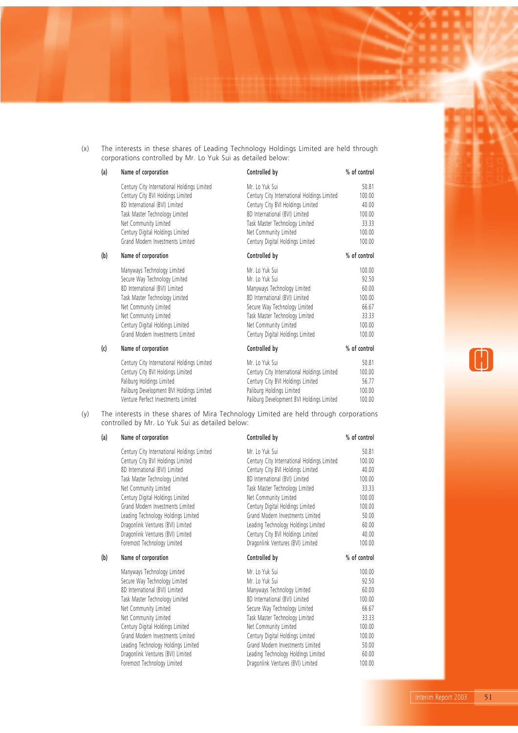(x) The interests in these shares of Leading Technology Holdings Limited are held through corporations controlled by Mr. Lo Yuk Sui as detailed below:

(a)

| Name of corporation | Controlled by | % of control |
|---|---|---|
| Century City International Holdings Limited | Mr. Lo Yuk Sui | 50.81 |
| Century City BVI Holdings Limited | Century City International Holdings Limited | 100.00 |
| 8D International (BVI) Limited | Century City BVI Holdings Limited | 40.00 |
| Task Master Technology Limited | 8D International (BVI) Limited | 100.00 |
| Net Community Limited | Task Master Technology Limited | 33.33 |
| Century Digital Holdings Limited | Net Community Limited | 100.00 |
| Grand Modern Investments Limited | Century Digital Holdings Limited | 100.00 |

(b)

| Name of corporation | Controlled by | % of control |
|---|---|---|
| Manyways Technology Limited | Mr. Lo Yuk Sui | 100.00 |
| Secure Way Technology Limited | Mr. Lo Yuk Sui | 92.50 |
| 8D International (BVI) Limited | Manyways Technology Limited | 60.00 |
| Task Master Technology Limited | 8D International (BVI) Limited | 100.00 |
| Net Community Limited | Secure Way Technology Limited | 66.67 |
| Net Community Limited | Task Master Technology Limited | 33.33 |
| Century Digital Holdings Limited | Net Community Limited | 100.00 |
| Grand Modern Investments Limited | Century Digital Holdings Limited | 100.00 |

(c)

| Name of corporation | Controlled by | % of control |
|---|---|---|
| Century City International Holdings Limited | Mr. Lo Yuk Sui | 50.81 |
| Century City BVI Holdings Limited | Century City International Holdings Limited | 100.00 |
| Paliburg Holdings Limited | Century City BVI Holdings Limited | 56.77 |
| Paliburg Development BVI Holdings Limited | Paliburg Holdings Limited | 100.00 |
| Venture Perfect Investments Limited | Paliburg Development BVI Holdings Limited | 100.00 |

(y) The interests in these shares of Mira Technology Limited are held through corporations controlled by Mr. Lo Yuk Sui as detailed below:

(a)

| Name of corporation | Controlled by | % of control |
|---|---|---|
| Century City International Holdings Limited | Mr. Lo Yuk Sui | 50.81 |
| Century City BVI Holdings Limited | Century City International Holdings Limited | 100.00 |
| 8D International (BVI) Limited | Century City BVI Holdings Limited | 40.00 |
| Task Master Technology Limited | 8D International (BVI) Limited | 100.00 |
| Net Community Limited | Task Master Technology Limited | 33.33 |
| Century Digital Holdings Limited | Net Community Limited | 100.00 |
| Grand Modern Investments Limited | Century Digital Holdings Limited | 100.00 |
| Leading Technology Holdings Limited | Grand Modern Investments Limited | 50.00 |
| Dragonlink Ventures (BVI) Limited | Leading Technology Holdings Limited | 60.00 |
| Dragonlink Ventures (BVI) Limited | Century City BVI Holdings Limited | 40.00 |
| Foremost Technology Limited | Dragonlink Ventures (BVI) Limited | 100.00 |

(b)

| Name of corporation | Controlled by | % of control |
|---|---|---|
| Manyways Technology Limited | Mr. Lo Yuk Sui | 100.00 |
| Secure Way Technology Limited | Mr. Lo Yuk Sui | 92.50 |
| 8D International (BVI) Limited | Manyways Technology Limited | 60.00 |
| Task Master Technology Limited | 8D International (BVI) Limited | 100.00 |
| Net Community Limited | Secure Way Technology Limited | 66.67 |
| Net Community Limited | Task Master Technology Limited | 33.33 |
| Century Digital Holdings Limited | Net Community Limited | 100.00 |
| Grand Modern Investments Limited | Century Digital Holdings Limited | 100.00 |
| Leading Technology Holdings Limited | Grand Modern Investments Limited | 50.00 |
| Dragonlink Ventures (BVI) Limited | Leading Technology Holdings Limited | 60.00 |
| Foremost Technology Limited | Dragonlink Ventures (BVI) Limited | 100.00 |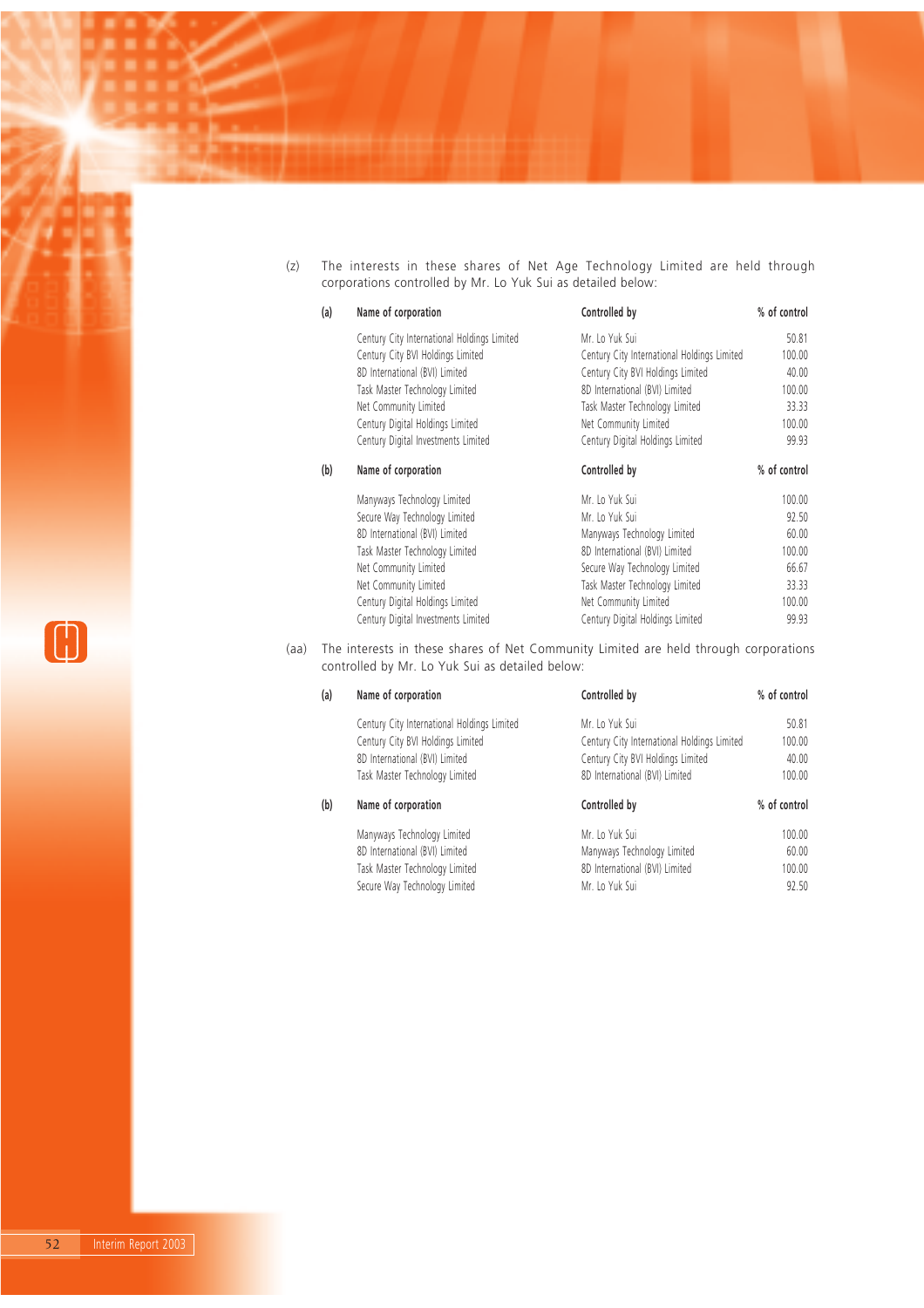(z) The interests in these shares of Net Age Technology Limited are held through corporations controlled by Mr. Lo Yuk Sui as detailed below:

(a)

| Name of corporation | Controlled by | % of control |
|---|---|---|
| Century City International Holdings Limited | Mr. Lo Yuk Sui | 50.81 |
| Century City BVI Holdings Limited | Century City International Holdings Limited | 100.00 |
| 8D International (BVI) Limited | Century City BVI Holdings Limited | 40.00 |
| Task Master Technology Limited | 8D International (BVI) Limited | 100.00 |
| Net Community Limited | Task Master Technology Limited | 33.33 |
| Century Digital Holdings Limited | Net Community Limited | 100.00 |
| Century Digital Investments Limited | Century Digital Holdings Limited | 99.93 |

(b)

| Name of corporation | Controlled by | % of control |
|---|---|---|
| Manyways Technology Limited | Mr. Lo Yuk Sui | 100.00 |
| Secure Way Technology Limited | Mr. Lo Yuk Sui | 92.50 |
| 8D International (BVI) Limited | Manyways Technology Limited | 60.00 |
| Task Master Technology Limited | 8D International (BVI) Limited | 100.00 |
| Net Community Limited | Secure Way Technology Limited | 66.67 |
| Net Community Limited | Task Master Technology Limited | 33.33 |
| Century Digital Holdings Limited | Net Community Limited | 100.00 |
| Century Digital Investments Limited | Century Digital Holdings Limited | 99.93 |

(aa) The interests in these shares of Net Community Limited are held through corporations controlled by Mr. Lo Yuk Sui as detailed below:

(a)

| Name of corporation | Controlled by | % of control |
|---|---|---|
| Century City International Holdings Limited | Mr. Lo Yuk Sui | 50.81 |
| Century City BVI Holdings Limited | Century City International Holdings Limited | 100.00 |
| 8D International (BVI) Limited | Century City BVI Holdings Limited | 40.00 |
| Task Master Technology Limited | 8D International (BVI) Limited | 100.00 |

(b)

| Name of corporation | Controlled by | % of control |
|---|---|---|
| Manyways Technology Limited | Mr. Lo Yuk Sui | 100.00 |
| 8D International (BVI) Limited | Manyways Technology Limited | 60.00 |
| Task Master Technology Limited | 8D International (BVI) Limited | 100.00 |
| Secure Way Technology Limited | Mr. Lo Yuk Sui | 92.50 |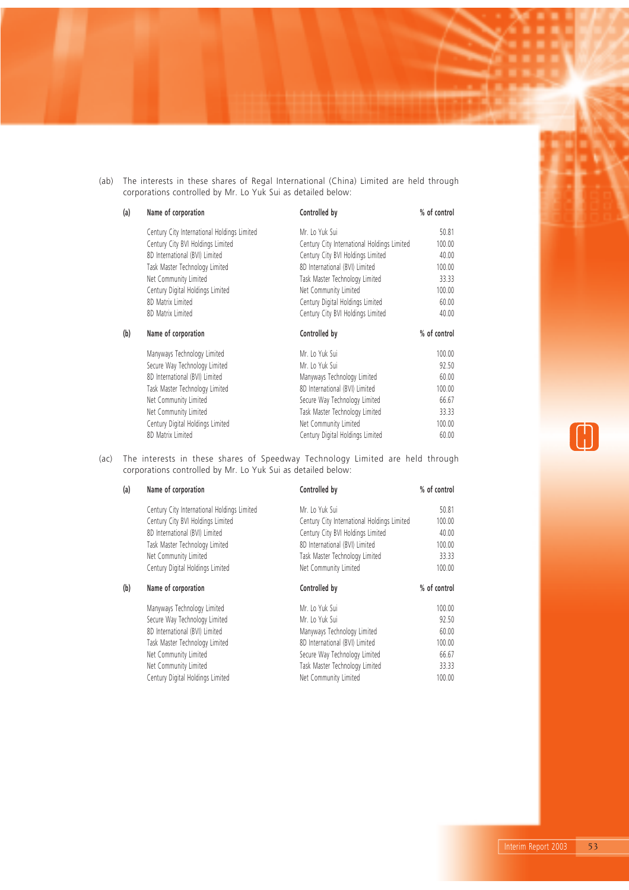(ab) The interests in these shares of Regal International (China) Limited are held through corporations controlled by Mr. Lo Yuk Sui as detailed below:

(a)

| Name of corporation | Controlled by | % of control |
|---|---|---|
| Century City International Holdings Limited | Mr. Lo Yuk Sui | 50.81 |
| Century City BVI Holdings Limited | Century City International Holdings Limited | 100.00 |
| 8D International (BVI) Limited | Century City BVI Holdings Limited | 40.00 |
| Task Master Technology Limited | 8D International (BVI) Limited | 100.00 |
| Net Community Limited | Task Master Technology Limited | 33.33 |
| Century Digital Holdings Limited | Net Community Limited | 100.00 |
| 8D Matrix Limited | Century Digital Holdings Limited | 60.00 |
| 8D Matrix Limited | Century City BVI Holdings Limited | 40.00 |

(b)

| Name of corporation | Controlled by | % of control |
|---|---|---|
| Manyways Technology Limited | Mr. Lo Yuk Sui | 100.00 |
| Secure Way Technology Limited | Mr. Lo Yuk Sui | 92.50 |
| 8D International (BVI) Limited | Manyways Technology Limited | 60.00 |
| Task Master Technology Limited | 8D International (BVI) Limited | 100.00 |
| Net Community Limited | Secure Way Technology Limited | 66.67 |
| Net Community Limited | Task Master Technology Limited | 33.33 |
| Century Digital Holdings Limited | Net Community Limited | 100.00 |
| 8D Matrix Limited | Century Digital Holdings Limited | 60.00 |

(ac) The interests in these shares of Speedway Technology Limited are held through corporations controlled by Mr. Lo Yuk Sui as detailed below:

(a)

| Name of corporation | Controlled by | % of control |
|---|---|---|
| Century City International Holdings Limited | Mr. Lo Yuk Sui | 50.81 |
| Century City BVI Holdings Limited | Century City International Holdings Limited | 100.00 |
| 8D International (BVI) Limited | Century City BVI Holdings Limited | 40.00 |
| Task Master Technology Limited | 8D International (BVI) Limited | 100.00 |
| Net Community Limited | Task Master Technology Limited | 33.33 |
| Century Digital Holdings Limited | Net Community Limited | 100.00 |

(b)

| Name of corporation | Controlled by | % of control |
|---|---|---|
| Manyways Technology Limited | Mr. Lo Yuk Sui | 100.00 |
| Secure Way Technology Limited | Mr. Lo Yuk Sui | 92.50 |
| 8D International (BVI) Limited | Manyways Technology Limited | 60.00 |
| Task Master Technology Limited | 8D International (BVI) Limited | 100.00 |
| Net Community Limited | Secure Way Technology Limited | 66.67 |
| Net Community Limited | Task Master Technology Limited | 33.33 |
| Century Digital Holdings Limited | Net Community Limited | 100.00 |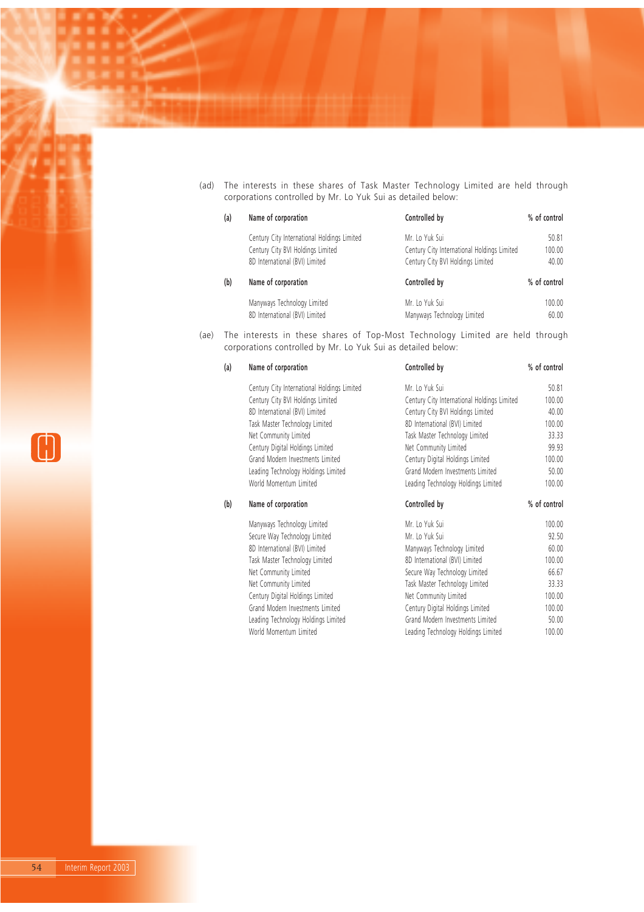(ad) The interests in these shares of Task Master Technology Limited are held through corporations controlled by Mr. Lo Yuk Sui as detailed below:

(a)

| Name of corporation | Controlled by | % of control |
|---|---|---|
| Century City International Holdings Limited | Mr. Lo Yuk Sui | 50.81 |
| Century City BVI Holdings Limited | Century City International Holdings Limited | 100.00 |
| 8D International (BVI) Limited | Century City BVI Holdings Limited | 40.00 |

(b)

| Name of corporation | Controlled by | % of control |
|---|---|---|
| Manyways Technology Limited | Mr. Lo Yuk Sui | 100.00 |
| 8D International (BVI) Limited | Manyways Technology Limited | 60.00 |

(ae) The interests in these shares of Top-Most Technology Limited are held through corporations controlled by Mr. Lo Yuk Sui as detailed below:

(a)

| Name of corporation | Controlled by | % of control |
|---|---|---|
| Century City International Holdings Limited | Mr. Lo Yuk Sui | 50.81 |
| Century City BVI Holdings Limited | Century City International Holdings Limited | 100.00 |
| 8D International (BVI) Limited | Century City BVI Holdings Limited | 40.00 |
| Task Master Technology Limited | 8D International (BVI) Limited | 100.00 |
| Net Community Limited | Task Master Technology Limited | 33.33 |
| Century Digital Holdings Limited | Net Community Limited | 99.93 |
| Grand Modern Investments Limited | Century Digital Holdings Limited | 100.00 |
| Leading Technology Holdings Limited | Grand Modern Investments Limited | 50.00 |
| World Momentum Limited | Leading Technology Holdings Limited | 100.00 |

(b)

| Name of corporation | Controlled by | % of control |
|---|---|---|
| Manyways Technology Limited | Mr. Lo Yuk Sui | 100.00 |
| Secure Way Technology Limited | Mr. Lo Yuk Sui | 92.50 |
| 8D International (BVI) Limited | Manyways Technology Limited | 60.00 |
| Task Master Technology Limited | 8D International (BVI) Limited | 100.00 |
| Net Community Limited | Secure Way Technology Limited | 66.67 |
| Net Community Limited | Task Master Technology Limited | 33.33 |
| Century Digital Holdings Limited | Net Community Limited | 100.00 |
| Grand Modern Investments Limited | Century Digital Holdings Limited | 100.00 |
| Leading Technology Holdings Limited | Grand Modern Investments Limited | 50.00 |
| World Momentum Limited | Leading Technology Holdings Limited | 100.00 |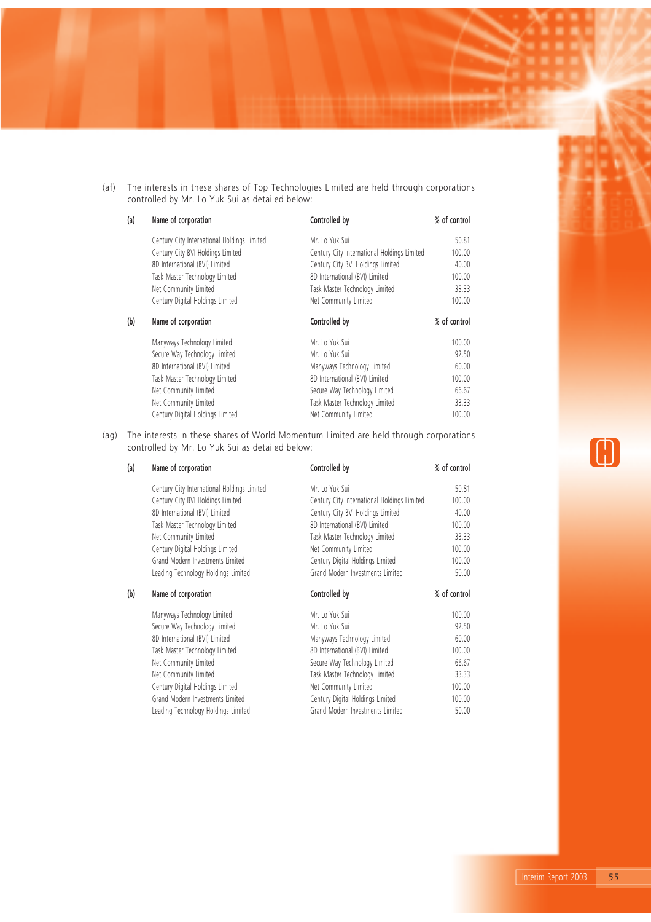(af) The interests in these shares of Top Technologies Limited are held through corporations controlled by Mr. Lo Yuk Sui as detailed below:

(a)

| Name of corporation | Controlled by | % of control |
|---|---|---|
| Century City International Holdings Limited | Mr. Lo Yuk Sui | 50.81 |
| Century City BVI Holdings Limited | Century City International Holdings Limited | 100.00 |
| 8D International (BVI) Limited | Century City BVI Holdings Limited | 40.00 |
| Task Master Technology Limited | 8D International (BVI) Limited | 100.00 |
| Net Community Limited | Task Master Technology Limited | 33.33 |
| Century Digital Holdings Limited | Net Community Limited | 100.00 |

(b)

| Name of corporation | Controlled by | % of control |
|---|---|---|
| Manyways Technology Limited | Mr. Lo Yuk Sui | 100.00 |
| Secure Way Technology Limited | Mr. Lo Yuk Sui | 92.50 |
| 8D International (BVI) Limited | Manyways Technology Limited | 60.00 |
| Task Master Technology Limited | 8D International (BVI) Limited | 100.00 |
| Net Community Limited | Secure Way Technology Limited | 66.67 |
| Net Community Limited | Task Master Technology Limited | 33.33 |
| Century Digital Holdings Limited | Net Community Limited | 100.00 |

(ag) The interests in these shares of World Momentum Limited are held through corporations controlled by Mr. Lo Yuk Sui as detailed below:

(a)

| Name of corporation | Controlled by | % of control |
|---|---|---|
| Century City International Holdings Limited | Mr. Lo Yuk Sui | 50.81 |
| Century City BVI Holdings Limited | Century City International Holdings Limited | 100.00 |
| 8D International (BVI) Limited | Century City BVI Holdings Limited | 40.00 |
| Task Master Technology Limited | 8D International (BVI) Limited | 100.00 |
| Net Community Limited | Task Master Technology Limited | 33.33 |
| Century Digital Holdings Limited | Net Community Limited | 100.00 |
| Grand Modern Investments Limited | Century Digital Holdings Limited | 100.00 |
| Leading Technology Holdings Limited | Grand Modern Investments Limited | 50.00 |

(b)

| Name of corporation | Controlled by | % of control |
|---|---|---|
| Manyways Technology Limited | Mr. Lo Yuk Sui | 100.00 |
| Secure Way Technology Limited | Mr. Lo Yuk Sui | 92.50 |
| 8D International (BVI) Limited | Manyways Technology Limited | 60.00 |
| Task Master Technology Limited | 8D International (BVI) Limited | 100.00 |
| Net Community Limited | Secure Way Technology Limited | 66.67 |
| Net Community Limited | Task Master Technology Limited | 33.33 |
| Century Digital Holdings Limited | Net Community Limited | 100.00 |
| Grand Modern Investments Limited | Century Digital Holdings Limited | 100.00 |
| Leading Technology Holdings Limited | Grand Modern Investments Limited | 50.00 |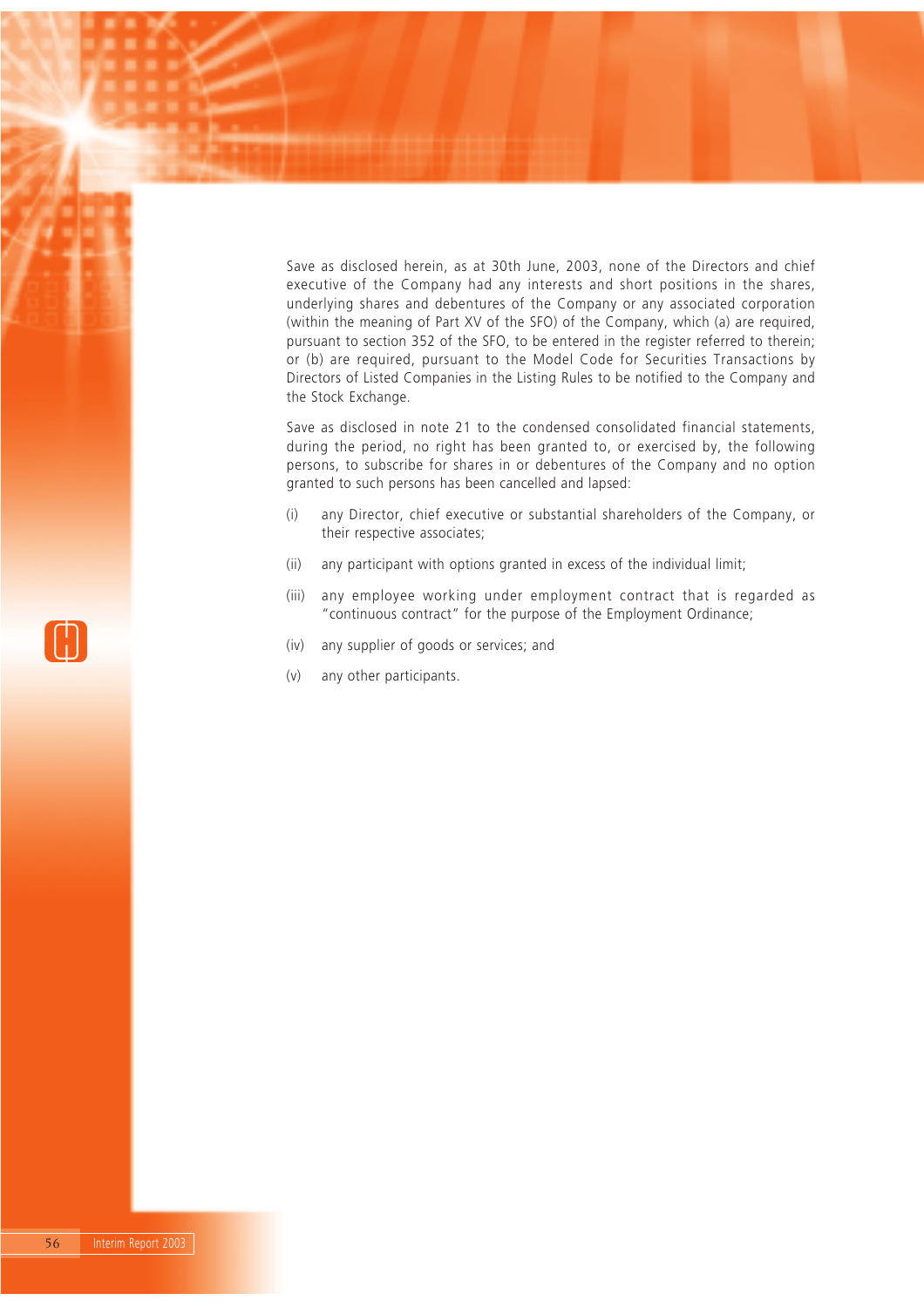Save as disclosed herein, as at 30th June, 2003, none of the Directors and chief executive of the Company had any interests and short positions in the shares, underlying shares and debentures of the Company or any associated corporation (within the meaning of Part XV of the SFO) of the Company, which (a) are required, pursuant to section 352 of the SFO, to be entered in the register referred to therein; or (b) are required, pursuant to the Model Code for Securities Transactions by Directors of Listed Companies in the Listing Rules to be notified to the Company and the Stock Exchange.

Save as disclosed in note 21 to the condensed consolidated financial statements, during the period, no right has been granted to, or exercised by, the following persons, to subscribe for shares in or debentures of the Company and no option granted to such persons has been cancelled and lapsed:

(i) any Director, chief executive or substantial shareholders of the Company, or their respective associates;

(ii) any participant with options granted in excess of the individual limit;

(iii) any employee working under employment contract that is regarded as "continuous contract" for the purpose of the Employment Ordinance;

(iv) any supplier of goods or services; and

(v) any other participants.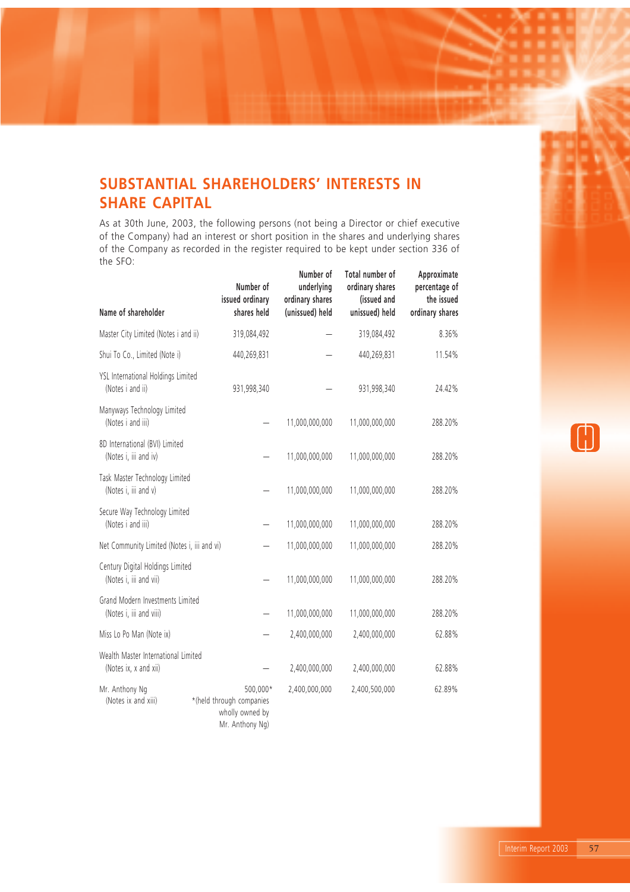## SUBSTANTIAL SHAREHOLDERS' INTERESTS IN SHARE CAPITAL

As at 30th June, 2003, the following persons (not being a Director or chief executive of the Company) had an interest or short position in the shares and underlying shares of the Company as recorded in the register required to be kept under section 336 of the SFO:

| Name of shareholder | Number of issued ordinary shares held | Number of underlying ordinary shares (unissued) held | Total number of ordinary shares (issued and unissued) held | Approximate percentage of the issued ordinary shares |
|---|---|---|---|---|
| Master City Limited (Notes i and ii) | 319,084,492 | — | 319,084,492 | 8.36% |
| Shui To Co., Limited (Note i) | 440,269,831 | — | 440,269,831 | 11.54% |
| YSL International Holdings Limited (Notes i and ii) | 931,998,340 | — | 931,998,340 | 24.42% |
| Manyways Technology Limited (Notes i and iii) | — | 11,000,000,000 | 11,000,000,000 | 288.20% |
| 8D International (BVI) Limited (Notes i, iii and iv) | — | 11,000,000,000 | 11,000,000,000 | 288.20% |
| Task Master Technology Limited (Notes i, iii and v) | — | 11,000,000,000 | 11,000,000,000 | 288.20% |
| Secure Way Technology Limited (Notes i and iii) | — | 11,000,000,000 | 11,000,000,000 | 288.20% |
| Net Community Limited (Notes i, iii and vi) | — | 11,000,000,000 | 11,000,000,000 | 288.20% |
| Century Digital Holdings Limited (Notes i, iii and vii) | — | 11,000,000,000 | 11,000,000,000 | 288.20% |
| Grand Modern Investments Limited (Notes i, iii and viii) | — | 11,000,000,000 | 11,000,000,000 | 288.20% |
| Miss Lo Po Man (Note ix) | — | 2,400,000,000 | 2,400,000,000 | 62.88% |
| Wealth Master International Limited (Notes ix, x and xii) | — | 2,400,000,000 | 2,400,000,000 | 62.88% |
| Mr. Anthony Ng (Notes ix and xiii) | 500,000* *(held through companies wholly owned by Mr. Anthony Ng) | 2,400,000,000 | 2,400,500,000 | 62.89% |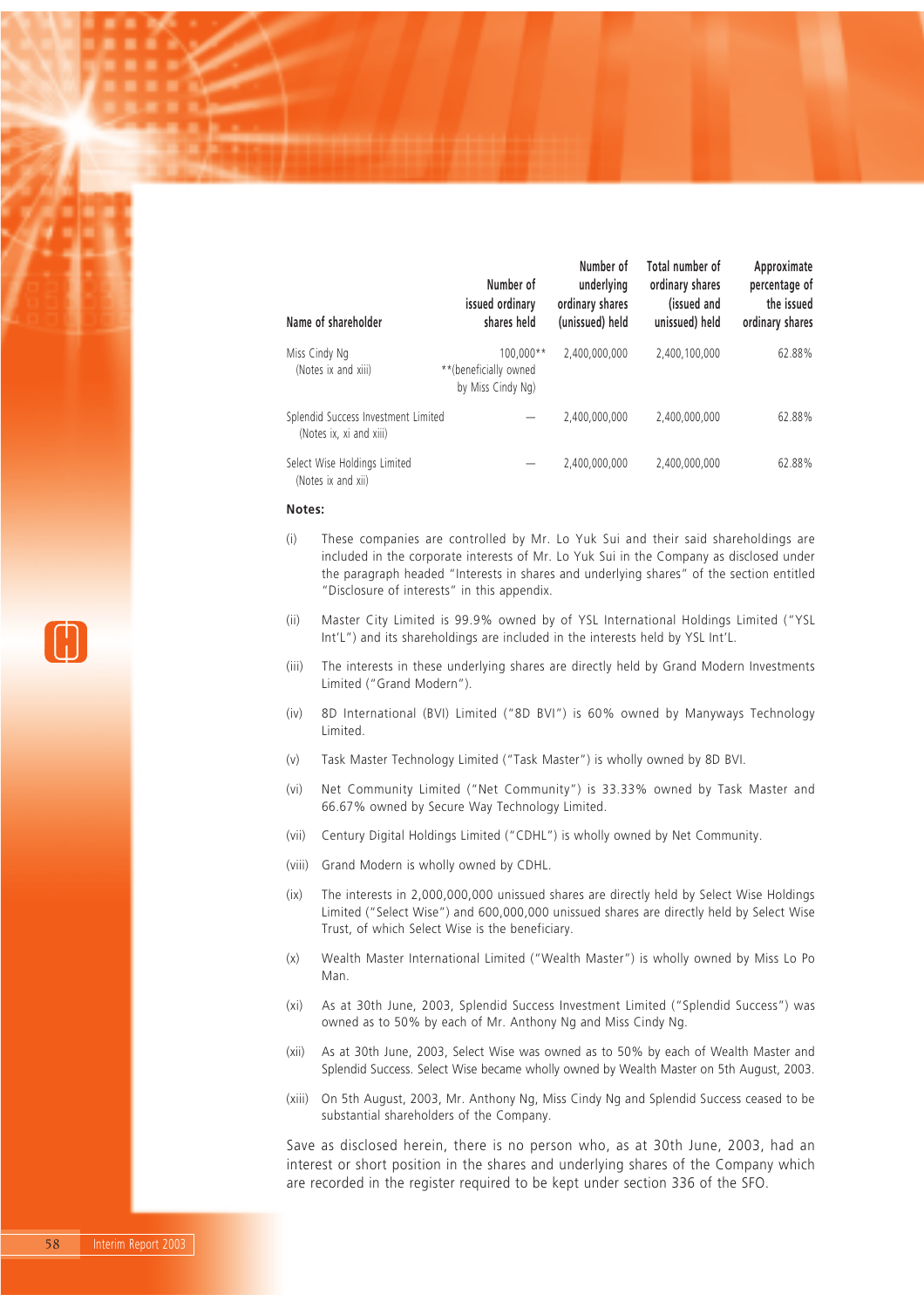| Name of shareholder | Number of issued ordinary shares held | Number of underlying ordinary shares (unissued) held | Total number of ordinary shares (issued and unissued) held | Approximate percentage of the issued ordinary shares |
|---|---|---|---|---|
| Miss Cindy Ng (Notes ix and xiii) | 100,000** **(beneficially owned by Miss Cindy Ng) | 2,400,000,000 | 2,400,100,000 | 62.88% |
| Splendid Success Investment Limited (Notes ix, xi and xiii) | — | 2,400,000,000 | 2,400,000,000 | 62.88% |
| Select Wise Holdings Limited (Notes ix and xii) | — | 2,400,000,000 | 2,400,000,000 | 62.88% |

**Notes:**

(i) These companies are controlled by Mr. Lo Yuk Sui and their said shareholdings are included in the corporate interests of Mr. Lo Yuk Sui in the Company as disclosed under the paragraph headed "Interests in shares and underlying shares" of the section entitled "Disclosure of interests" in this appendix.

(ii) Master City Limited is 99.9% owned by of YSL International Holdings Limited ("YSL Int'L") and its shareholdings are included in the interests held by YSL Int'L.

(iii) The interests in these underlying shares are directly held by Grand Modern Investments Limited ("Grand Modern").

(iv) 8D International (BVI) Limited ("8D BVI") is 60% owned by Manyways Technology Limited.

(v) Task Master Technology Limited ("Task Master") is wholly owned by 8D BVI.

(vi) Net Community Limited ("Net Community") is 33.33% owned by Task Master and 66.67% owned by Secure Way Technology Limited.

(vii) Century Digital Holdings Limited ("CDHL") is wholly owned by Net Community.

(viii) Grand Modern is wholly owned by CDHL.

(ix) The interests in 2,000,000,000 unissued shares are directly held by Select Wise Holdings Limited ("Select Wise") and 600,000,000 unissued shares are directly held by Select Wise Trust, of which Select Wise is the beneficiary.

(x) Wealth Master International Limited ("Wealth Master") is wholly owned by Miss Lo Po Man.

(xi) As at 30th June, 2003, Splendid Success Investment Limited ("Splendid Success") was owned as to 50% by each of Mr. Anthony Ng and Miss Cindy Ng.

(xii) As at 30th June, 2003, Select Wise was owned as to 50% by each of Wealth Master and Splendid Success. Select Wise became wholly owned by Wealth Master on 5th August, 2003.

(xiii) On 5th August, 2003, Mr. Anthony Ng, Miss Cindy Ng and Splendid Success ceased to be substantial shareholders of the Company.

Save as disclosed herein, there is no person who, as at 30th June, 2003, had an interest or short position in the shares and underlying shares of the Company which are recorded in the register required to be kept under section 336 of the SFO.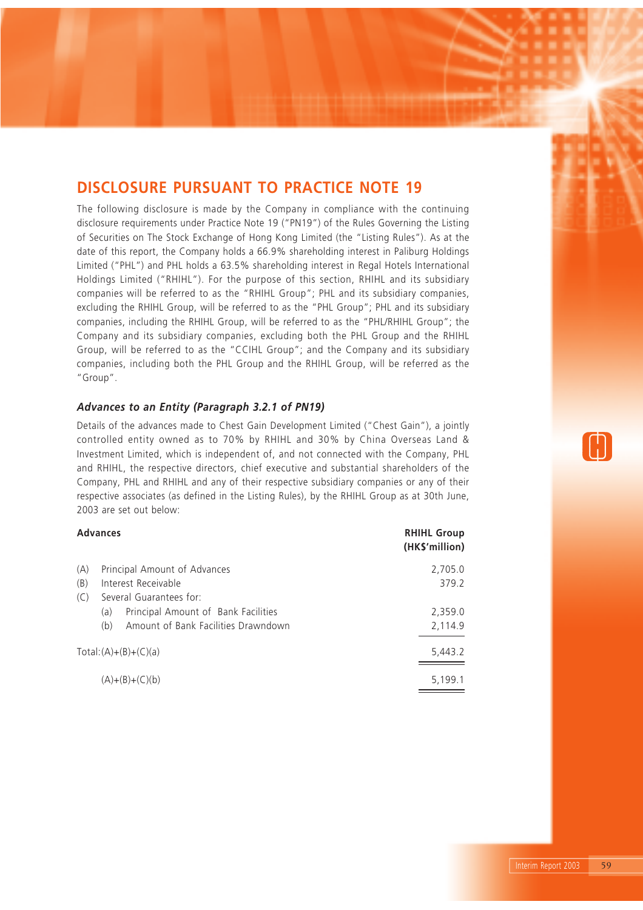## DISCLOSURE PURSUANT TO PRACTICE NOTE 19

The following disclosure is made by the Company in compliance with the continuing disclosure requirements under Practice Note 19 ("PN19") of the Rules Governing the Listing of Securities on The Stock Exchange of Hong Kong Limited (the "Listing Rules"). As at the date of this report, the Company holds a 66.9% shareholding interest in Paliburg Holdings Limited ("PHL") and PHL holds a 63.5% shareholding interest in Regal Hotels International Holdings Limited ("RHIHL"). For the purpose of this section, RHIHL and its subsidiary companies will be referred to as the "RHIHL Group"; PHL and its subsidiary companies, excluding the RHIHL Group, will be referred to as the "PHL Group"; PHL and its subsidiary companies, including the RHIHL Group, will be referred to as the "PHL/RHIHL Group"; the Company and its subsidiary companies, excluding both the PHL Group and the RHIHL Group, will be referred to as the "CCIHL Group"; and the Company and its subsidiary companies, including both the PHL Group and the RHIHL Group, will be referred as the "Group".

### *Advances to an Entity (Paragraph 3.2.1 of PN19)*

Details of the advances made to Chest Gain Development Limited ("Chest Gain"), a jointly controlled entity owned as to 70% by RHIHL and 30% by China Overseas Land & Investment Limited, which is independent of, and not connected with the Company, PHL and RHIHL, the respective directors, chief executive and substantial shareholders of the Company, PHL and RHIHL and any of their respective subsidiary companies or any of their respective associates (as defined in the Listing Rules), by the RHIHL Group as at 30th June, 2003 are set out below:

| **Advances** | **RHIHL Group (HK$'million)** |
|---|---|
| (A) Principal Amount of Advances | 2,705.0 |
| (B) Interest Receivable | 379.2 |
| (C) Several Guarantees for: | |
| (a) Principal Amount of Bank Facilities | 2,359.0 |
| (b) Amount of Bank Facilities Drawndown | 2,114.9 |
| Total: (A)+(B)+(C)(a) | 5,443.2 |
| (A)+(B)+(C)(b) | 5,199.1 |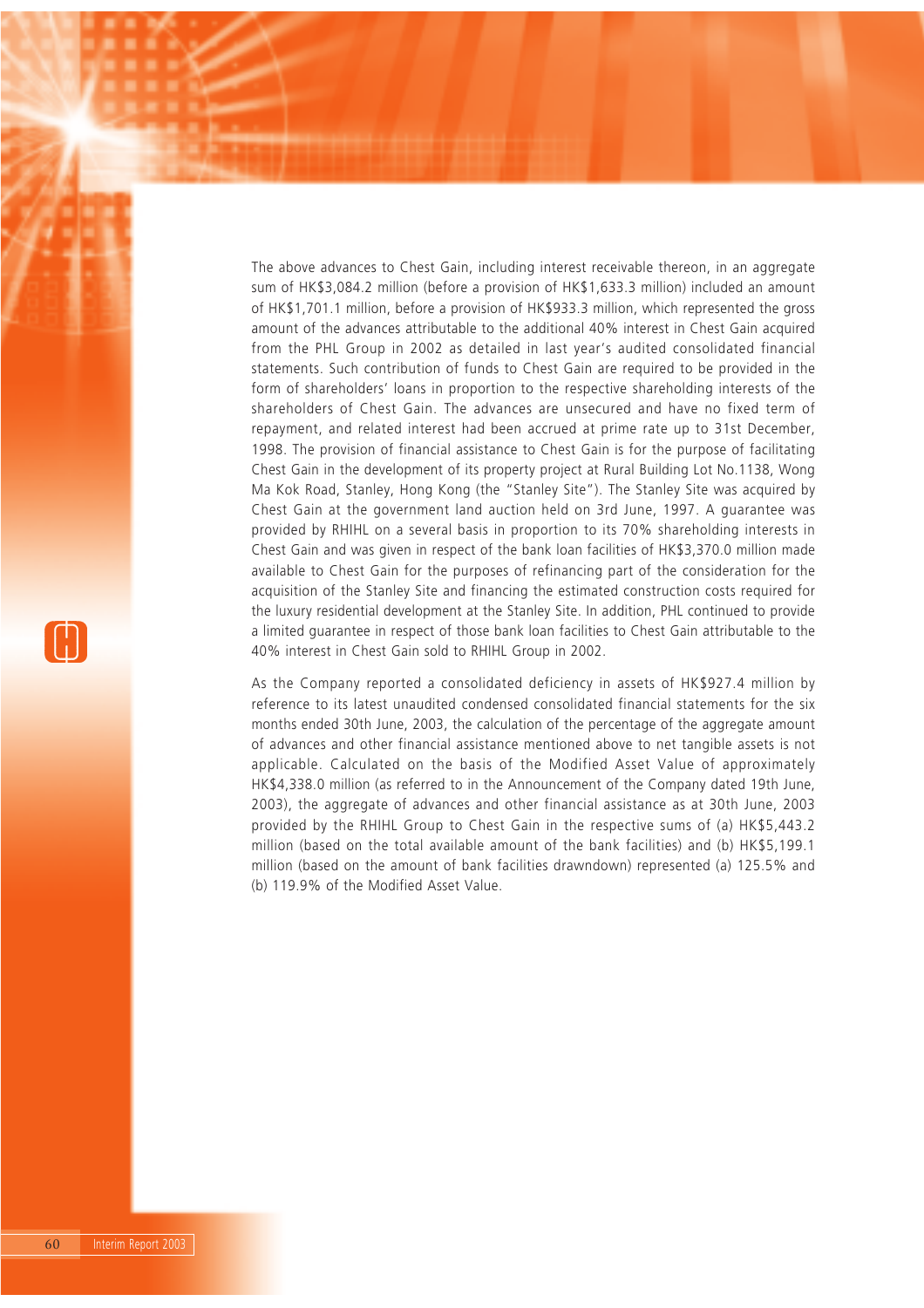The above advances to Chest Gain, including interest receivable thereon, in an aggregate sum of HK$3,084.2 million (before a provision of HK$1,633.3 million) included an amount of HK$1,701.1 million, before a provision of HK$933.3 million, which represented the gross amount of the advances attributable to the additional 40% interest in Chest Gain acquired from the PHL Group in 2002 as detailed in last year's audited consolidated financial statements. Such contribution of funds to Chest Gain are required to be provided in the form of shareholders' loans in proportion to the respective shareholding interests of the shareholders of Chest Gain. The advances are unsecured and have no fixed term of repayment, and related interest had been accrued at prime rate up to 31st December, 1998. The provision of financial assistance to Chest Gain is for the purpose of facilitating Chest Gain in the development of its property project at Rural Building Lot No.1138, Wong Ma Kok Road, Stanley, Hong Kong (the "Stanley Site"). The Stanley Site was acquired by Chest Gain at the government land auction held on 3rd June, 1997. A guarantee was provided by RHIHL on a several basis in proportion to its 70% shareholding interests in Chest Gain and was given in respect of the bank loan facilities of HK$3,370.0 million made available to Chest Gain for the purposes of refinancing part of the consideration for the acquisition of the Stanley Site and financing the estimated construction costs required for the luxury residential development at the Stanley Site. In addition, PHL continued to provide a limited guarantee in respect of those bank loan facilities to Chest Gain attributable to the 40% interest in Chest Gain sold to RHIHL Group in 2002.

As the Company reported a consolidated deficiency in assets of HK$927.4 million by reference to its latest unaudited condensed consolidated financial statements for the six months ended 30th June, 2003, the calculation of the percentage of the aggregate amount of advances and other financial assistance mentioned above to net tangible assets is not applicable. Calculated on the basis of the Modified Asset Value of approximately HK$4,338.0 million (as referred to in the Announcement of the Company dated 19th June, 2003), the aggregate of advances and other financial assistance as at 30th June, 2003 provided by the RHIHL Group to Chest Gain in the respective sums of (a) HK$5,443.2 million (based on the total available amount of the bank facilities) and (b) HK$5,199.1 million (based on the amount of bank facilities drawndown) represented (a) 125.5% and (b) 119.9% of the Modified Asset Value.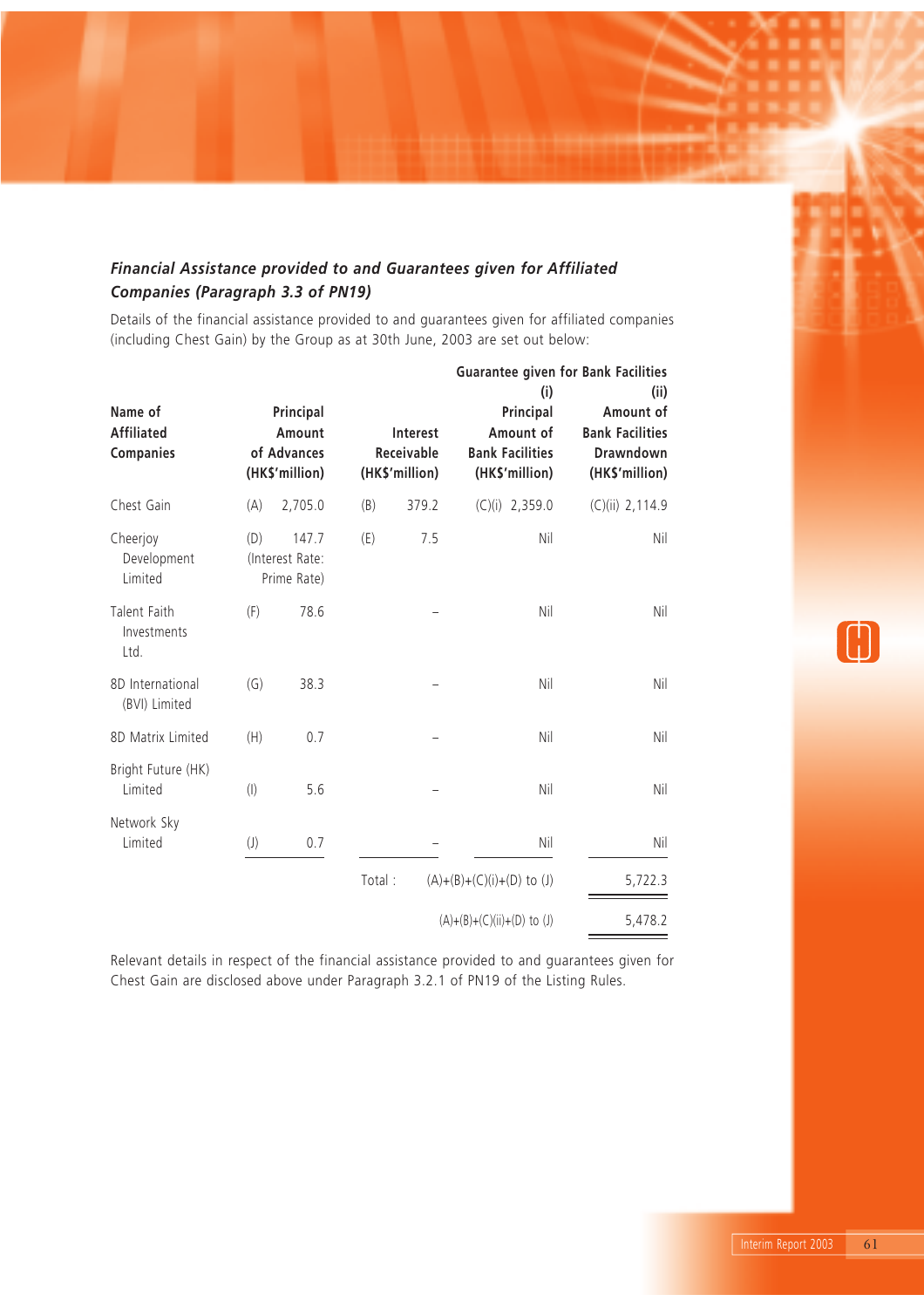### *Financial Assistance provided to and Guarantees given for Affiliated Companies (Paragraph 3.3 of PN19)*

Details of the financial assistance provided to and guarantees given for affiliated companies (including Chest Gain) by the Group as at 30th June, 2003 are set out below:

| Name of Affiliated Companies | Principal Amount of Advances (HK$'million) | Interest Receivable (HK$'million) | Guarantee given for Bank Facilities (i) Principal Amount of Bank Facilities (HK$'million) | Guarantee given for Bank Facilities (ii) Amount of Bank Facilities Drawndown (HK$'million) |
|---|---|---|---|---|
| Chest Gain | (A) 2,705.0 | (B) 379.2 | (C)(i) 2,359.0 | (C)(ii) 2,114.9 |
| Cheerjoy Development Limited | (D) 147.7 (Interest Rate: Prime Rate) | (E) 7.5 | Nil | Nil |
| Talent Faith Investments Ltd. | (F) 78.6 | – | Nil | Nil |
| 8D International (BVI) Limited | (G) 38.3 | – | Nil | Nil |
| 8D Matrix Limited | (H) 0.7 | – | Nil | Nil |
| Bright Future (HK) Limited | (I) 5.6 | – | Nil | Nil |
| Network Sky Limited | (J) 0.7 | – | Nil | Nil |
| | | Total : | (A)+(B)+(C)(i)+(D) to (J) | 5,722.3 |
| | | | (A)+(B)+(C)(ii)+(D) to (J) | 5,478.2 |

Relevant details in respect of the financial assistance provided to and guarantees given for Chest Gain are disclosed above under Paragraph 3.2.1 of PN19 of the Listing Rules.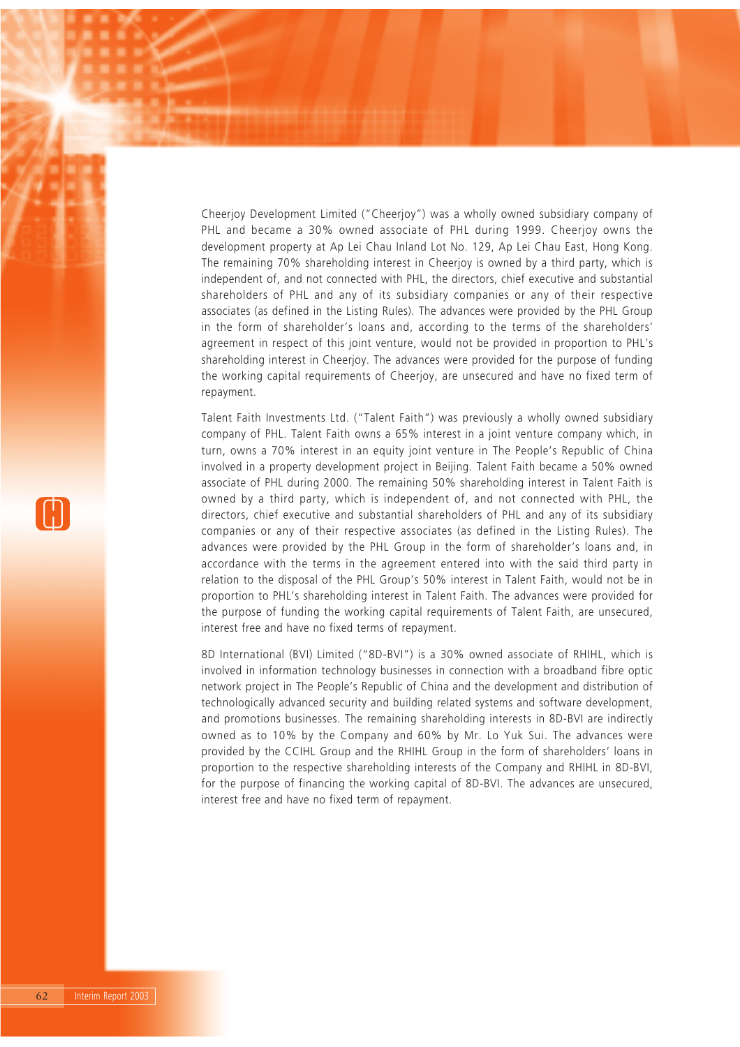Cheerjoy Development Limited ("Cheerjoy") was a wholly owned subsidiary company of PHL and became a 30% owned associate of PHL during 1999. Cheerjoy owns the development property at Ap Lei Chau Inland Lot No. 129, Ap Lei Chau East, Hong Kong. The remaining 70% shareholding interest in Cheerjoy is owned by a third party, which is independent of, and not connected with PHL, the directors, chief executive and substantial shareholders of PHL and any of its subsidiary companies or any of their respective associates (as defined in the Listing Rules). The advances were provided by the PHL Group in the form of shareholder's loans and, according to the terms of the shareholders' agreement in respect of this joint venture, would not be provided in proportion to PHL's shareholding interest in Cheerjoy. The advances were provided for the purpose of funding the working capital requirements of Cheerjoy, are unsecured and have no fixed term of repayment.

Talent Faith Investments Ltd. ("Talent Faith") was previously a wholly owned subsidiary company of PHL. Talent Faith owns a 65% interest in a joint venture company which, in turn, owns a 70% interest in an equity joint venture in The People's Republic of China involved in a property development project in Beijing. Talent Faith became a 50% owned associate of PHL during 2000. The remaining 50% shareholding interest in Talent Faith is owned by a third party, which is independent of, and not connected with PHL, the directors, chief executive and substantial shareholders of PHL and any of its subsidiary companies or any of their respective associates (as defined in the Listing Rules). The advances were provided by the PHL Group in the form of shareholder's loans and, in accordance with the terms in the agreement entered into with the said third party in relation to the disposal of the PHL Group's 50% interest in Talent Faith, would not be in proportion to PHL's shareholding interest in Talent Faith. The advances were provided for the purpose of funding the working capital requirements of Talent Faith, are unsecured, interest free and have no fixed terms of repayment.

8D International (BVI) Limited ("8D-BVI") is a 30% owned associate of RHIHL, which is involved in information technology businesses in connection with a broadband fibre optic network project in The People's Republic of China and the development and distribution of technologically advanced security and building related systems and software development, and promotions businesses. The remaining shareholding interests in 8D-BVI are indirectly owned as to 10% by the Company and 60% by Mr. Lo Yuk Sui. The advances were provided by the CCIHL Group and the RHIHL Group in the form of shareholders' loans in proportion to the respective shareholding interests of the Company and RHIHL in 8D-BVI, for the purpose of financing the working capital of 8D-BVI. The advances are unsecured, interest free and have no fixed term of repayment.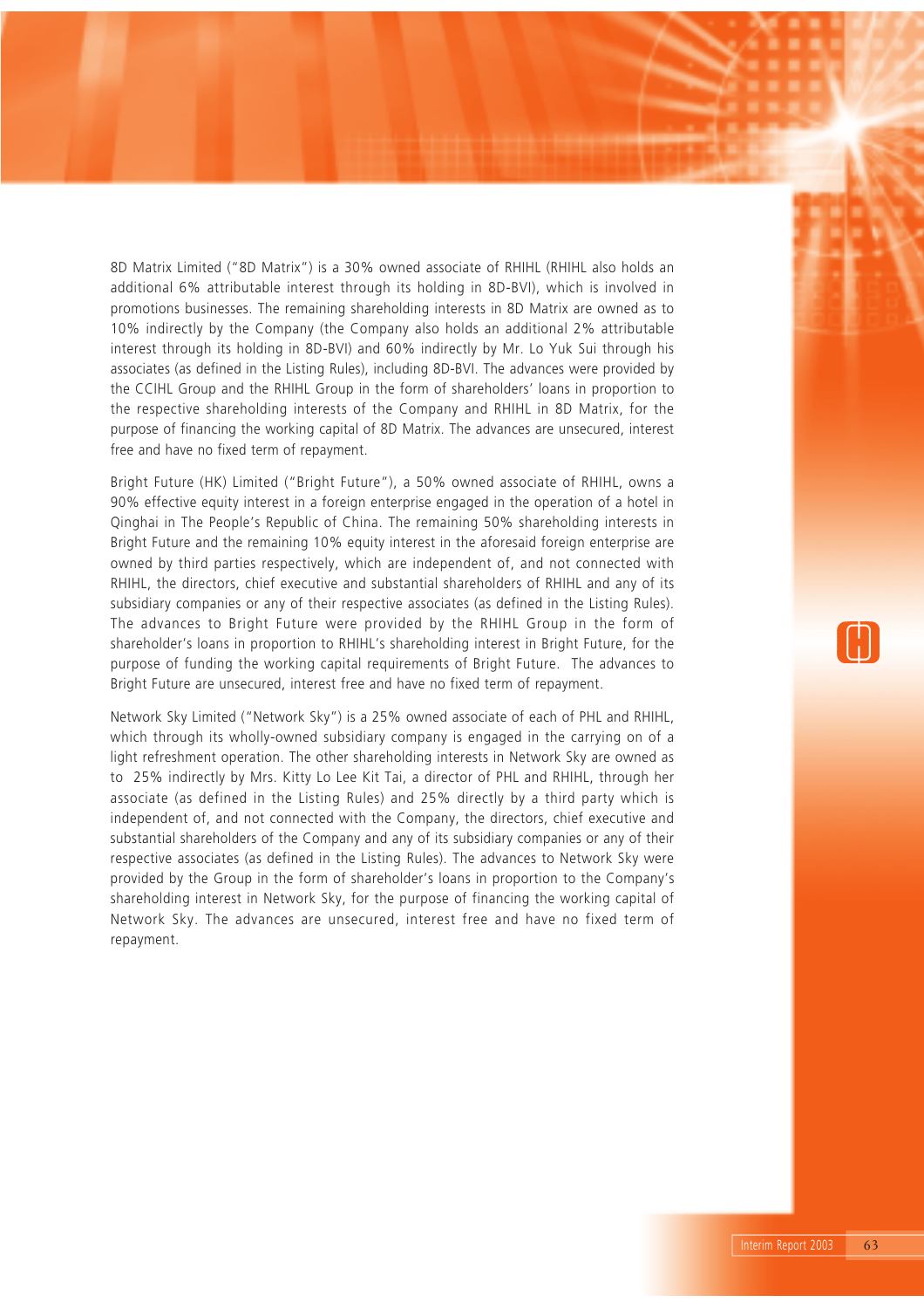8D Matrix Limited ("8D Matrix") is a 30% owned associate of RHIHL (RHIHL also holds an additional 6% attributable interest through its holding in 8D-BVI), which is involved in promotions businesses. The remaining shareholding interests in 8D Matrix are owned as to 10% indirectly by the Company (the Company also holds an additional 2% attributable interest through its holding in 8D-BVI) and 60% indirectly by Mr. Lo Yuk Sui through his associates (as defined in the Listing Rules), including 8D-BVI. The advances were provided by the CCIHL Group and the RHIHL Group in the form of shareholders' loans in proportion to the respective shareholding interests of the Company and RHIHL in 8D Matrix, for the purpose of financing the working capital of 8D Matrix. The advances are unsecured, interest free and have no fixed term of repayment.

Bright Future (HK) Limited ("Bright Future"), a 50% owned associate of RHIHL, owns a 90% effective equity interest in a foreign enterprise engaged in the operation of a hotel in Qinghai in The People's Republic of China. The remaining 50% shareholding interests in Bright Future and the remaining 10% equity interest in the aforesaid foreign enterprise are owned by third parties respectively, which are independent of, and not connected with RHIHL, the directors, chief executive and substantial shareholders of RHIHL and any of its subsidiary companies or any of their respective associates (as defined in the Listing Rules). The advances to Bright Future were provided by the RHIHL Group in the form of shareholder's loans in proportion to RHIHL's shareholding interest in Bright Future, for the purpose of funding the working capital requirements of Bright Future. The advances to Bright Future are unsecured, interest free and have no fixed term of repayment.

Network Sky Limited ("Network Sky") is a 25% owned associate of each of PHL and RHIHL, which through its wholly-owned subsidiary company is engaged in the carrying on of a light refreshment operation. The other shareholding interests in Network Sky are owned as to 25% indirectly by Mrs. Kitty Lo Lee Kit Tai, a director of PHL and RHIHL, through her associate (as defined in the Listing Rules) and 25% directly by a third party which is independent of, and not connected with the Company, the directors, chief executive and substantial shareholders of the Company and any of its subsidiary companies or any of their respective associates (as defined in the Listing Rules). The advances to Network Sky were provided by the Group in the form of shareholder's loans in proportion to the Company's shareholding interest in Network Sky, for the purpose of financing the working capital of Network Sky. The advances are unsecured, interest free and have no fixed term of repayment.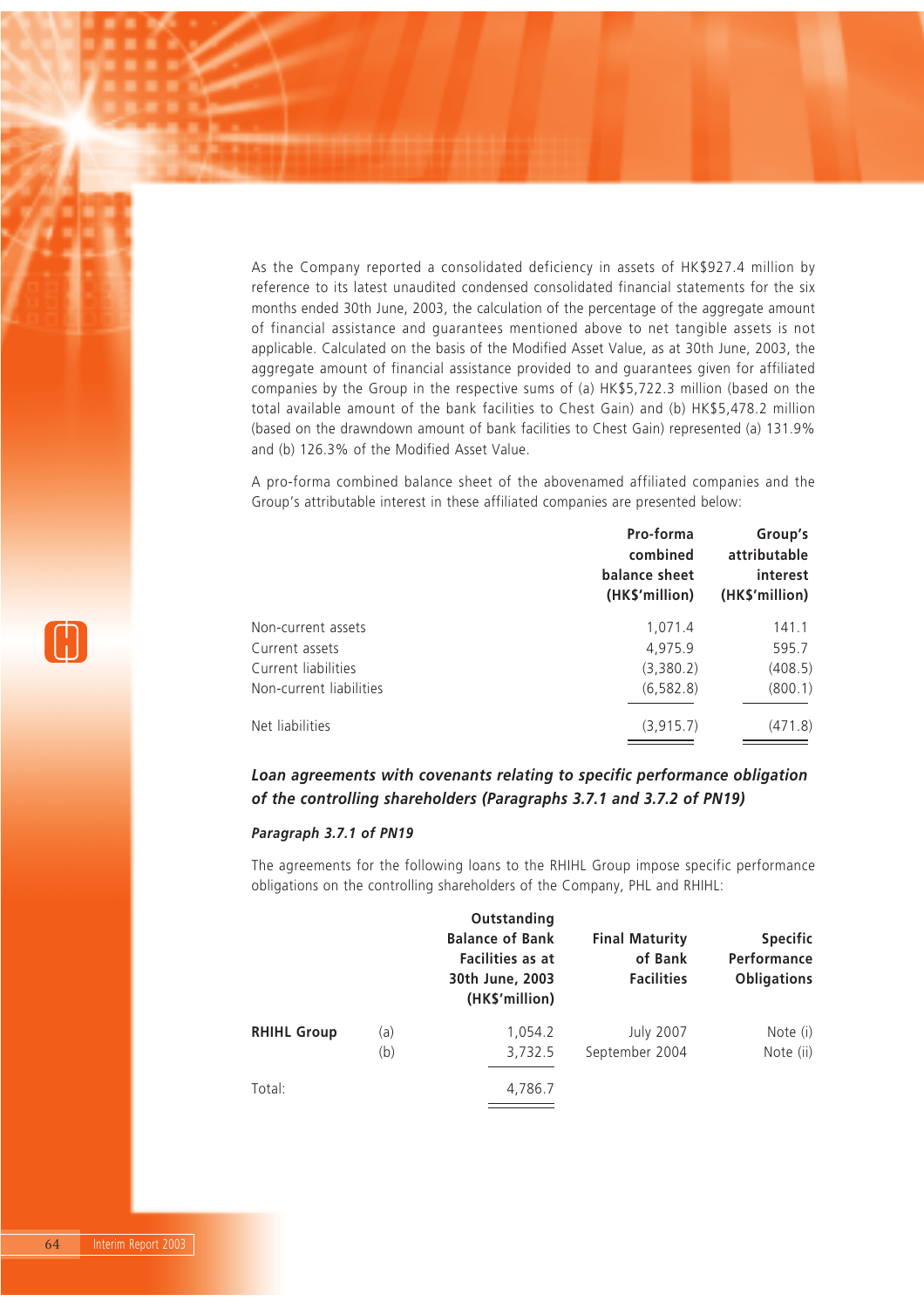As the Company reported a consolidated deficiency in assets of HK$927.4 million by reference to its latest unaudited condensed consolidated financial statements for the six months ended 30th June, 2003, the calculation of the percentage of the aggregate amount of financial assistance and guarantees mentioned above to net tangible assets is not applicable. Calculated on the basis of the Modified Asset Value, as at 30th June, 2003, the aggregate amount of financial assistance provided to and guarantees given for affiliated companies by the Group in the respective sums of (a) HK$5,722.3 million (based on the total available amount of the bank facilities to Chest Gain) and (b) HK$5,478.2 million (based on the drawndown amount of bank facilities to Chest Gain) represented (a) 131.9% and (b) 126.3% of the Modified Asset Value.

A pro-forma combined balance sheet of the abovenamed affiliated companies and the Group's attributable interest in these affiliated companies are presented below:

| | Pro-forma combined balance sheet (HK$'million) | Group's attributable interest (HK$'million) |
|---|---|---|
| Non-current assets | 1,071.4 | 141.1 |
| Current assets | 4,975.9 | 595.7 |
| Current liabilities | (3,380.2) | (408.5) |
| Non-current liabilities | (6,582.8) | (800.1) |
| Net liabilities | (3,915.7) | (471.8) |

### *Loan agreements with covenants relating to specific performance obligation of the controlling shareholders (Paragraphs 3.7.1 and 3.7.2 of PN19)*

#### *Paragraph 3.7.1 of PN19*

The agreements for the following loans to the RHIHL Group impose specific performance obligations on the controlling shareholders of the Company, PHL and RHIHL:

| | | Outstanding Balance of Bank Facilities as at 30th June, 2003 (HK$'million) | Final Maturity of Bank Facilities | Specific Performance Obligations |
|---|---|---|---|---|
| **RHIHL Group** | (a) | 1,054.2 | July 2007 | Note (i) |
| | (b) | 3,732.5 | September 2004 | Note (ii) |
| Total: | | 4,786.7 | | |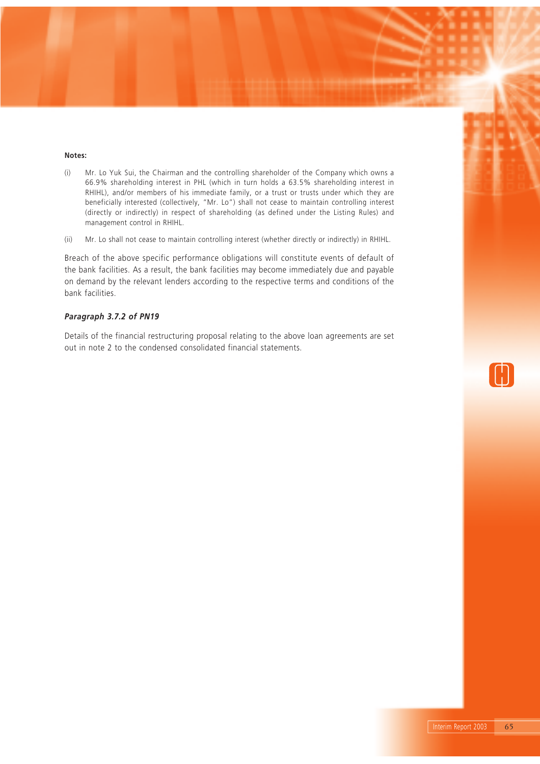**Notes:**

(i) Mr. Lo Yuk Sui, the Chairman and the controlling shareholder of the Company which owns a 66.9% shareholding interest in PHL (which in turn holds a 63.5% shareholding interest in RHIHL), and/or members of his immediate family, or a trust or trusts under which they are beneficially interested (collectively, "Mr. Lo") shall not cease to maintain controlling interest (directly or indirectly) in respect of shareholding (as defined under the Listing Rules) and management control in RHIHL.

(ii) Mr. Lo shall not cease to maintain controlling interest (whether directly or indirectly) in RHIHL.

Breach of the above specific performance obligations will constitute events of default of the bank facilities. As a result, the bank facilities may become immediately due and payable on demand by the relevant lenders according to the respective terms and conditions of the bank facilities.

***Paragraph 3.7.2 of PN19***

Details of the financial restructuring proposal relating to the above loan agreements are set out in note 2 to the condensed consolidated financial statements.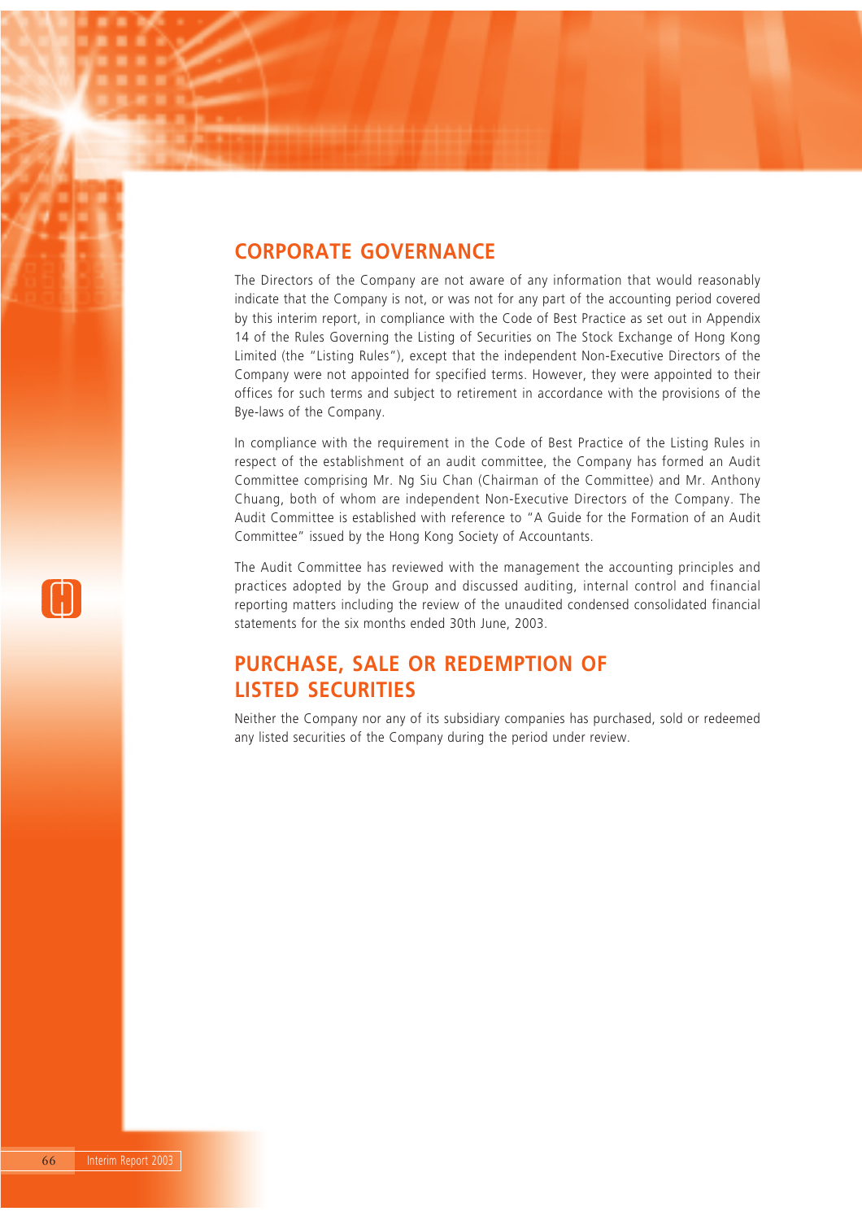## CORPORATE GOVERNANCE

The Directors of the Company are not aware of any information that would reasonably indicate that the Company is not, or was not for any part of the accounting period covered by this interim report, in compliance with the Code of Best Practice as set out in Appendix 14 of the Rules Governing the Listing of Securities on The Stock Exchange of Hong Kong Limited (the "Listing Rules"), except that the independent Non-Executive Directors of the Company were not appointed for specified terms. However, they were appointed to their offices for such terms and subject to retirement in accordance with the provisions of the Bye-laws of the Company.

In compliance with the requirement in the Code of Best Practice of the Listing Rules in respect of the establishment of an audit committee, the Company has formed an Audit Committee comprising Mr. Ng Siu Chan (Chairman of the Committee) and Mr. Anthony Chuang, both of whom are independent Non-Executive Directors of the Company. The Audit Committee is established with reference to "A Guide for the Formation of an Audit Committee" issued by the Hong Kong Society of Accountants.

The Audit Committee has reviewed with the management the accounting principles and practices adopted by the Group and discussed auditing, internal control and financial reporting matters including the review of the unaudited condensed consolidated financial statements for the six months ended 30th June, 2003.

## PURCHASE, SALE OR REDEMPTION OF LISTED SECURITIES

Neither the Company nor any of its subsidiary companies has purchased, sold or redeemed any listed securities of the Company during the period under review.